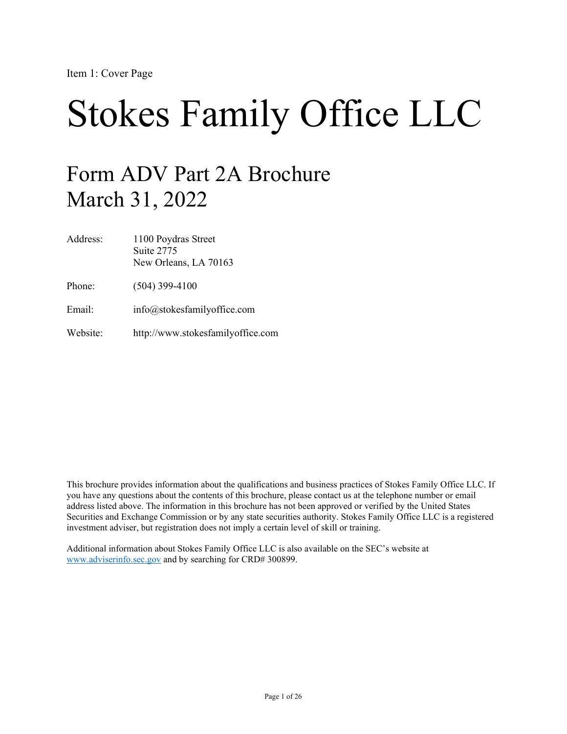Item 1: Cover Page

# Stokes Family Office LLC

## Form ADV Part 2A Brochure
## March 31, 2022

| | |
|---|---|
| Address: | 1100 Poydras Street<br>Suite 2775<br>New Orleans, LA 70163 |
| Phone: | (504) 399-4100 |
| Email: | info@stokesfamilyoffice.com |
| Website: | http://www.stokesfamilyoffice.com |

This brochure provides information about the qualifications and business practices of Stokes Family Office LLC. If you have any questions about the contents of this brochure, please contact us at the telephone number or email address listed above. The information in this brochure has not been approved or verified by the United States Securities and Exchange Commission or by any state securities authority. Stokes Family Office LLC is a registered investment adviser, but registration does not imply a certain level of skill or training.

Additional information about Stokes Family Office LLC is also available on the SEC's website at www.adviserinfo.sec.gov and by searching for CRD# 300899.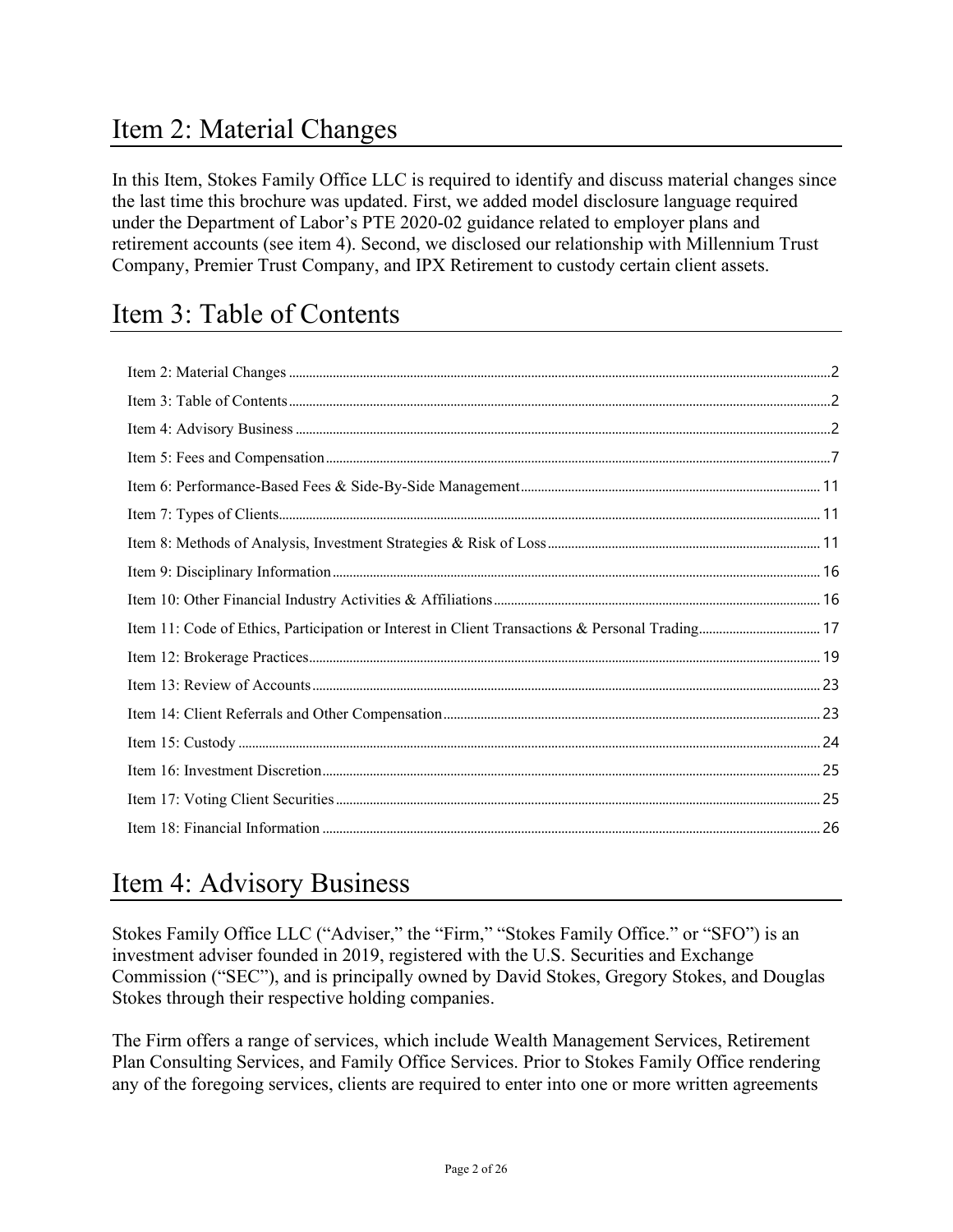# Item 2: Material Changes

In this Item, Stokes Family Office LLC is required to identify and discuss material changes since the last time this brochure was updated. First, we added model disclosure language required under the Department of Labor's PTE 2020-02 guidance related to employer plans and retirement accounts (see item 4). Second, we disclosed our relationship with Millennium Trust Company, Premier Trust Company, and IPX Retirement to custody certain client assets.

# Item 3: Table of Contents

Item 2: Material Changes ..... 2
Item 3: Table of Contents ..... 2
Item 4: Advisory Business ..... 2
Item 5: Fees and Compensation ..... 7
Item 6: Performance-Based Fees & Side-By-Side Management ..... 11
Item 7: Types of Clients ..... 11
Item 8: Methods of Analysis, Investment Strategies & Risk of Loss ..... 11
Item 9: Disciplinary Information ..... 16
Item 10: Other Financial Industry Activities & Affiliations ..... 16
Item 11: Code of Ethics, Participation or Interest in Client Transactions & Personal Trading ..... 17
Item 12: Brokerage Practices ..... 19
Item 13: Review of Accounts ..... 23
Item 14: Client Referrals and Other Compensation ..... 23
Item 15: Custody ..... 24
Item 16: Investment Discretion ..... 25
Item 17: Voting Client Securities ..... 25
Item 18: Financial Information ..... 26

# Item 4: Advisory Business

Stokes Family Office LLC ("Adviser," the "Firm," "Stokes Family Office." or "SFO") is an investment adviser founded in 2019, registered with the U.S. Securities and Exchange Commission ("SEC"), and is principally owned by David Stokes, Gregory Stokes, and Douglas Stokes through their respective holding companies.

The Firm offers a range of services, which include Wealth Management Services, Retirement Plan Consulting Services, and Family Office Services. Prior to Stokes Family Office rendering any of the foregoing services, clients are required to enter into one or more written agreements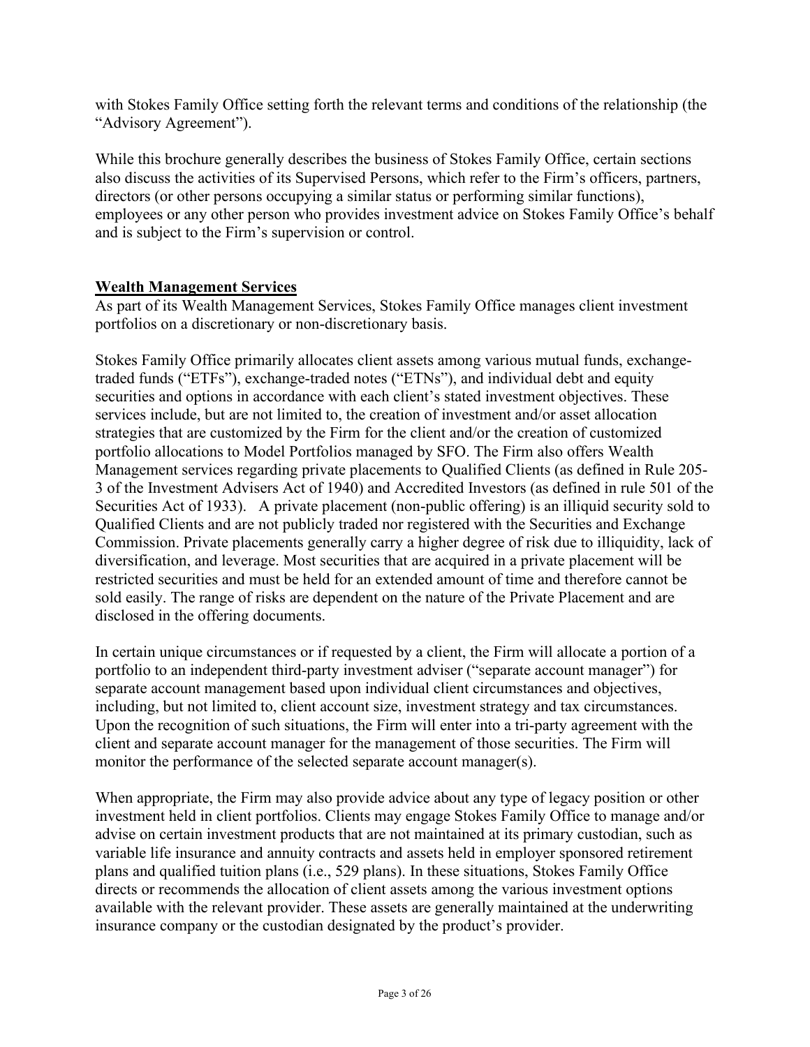with Stokes Family Office setting forth the relevant terms and conditions of the relationship (the "Advisory Agreement").

While this brochure generally describes the business of Stokes Family Office, certain sections also discuss the activities of its Supervised Persons, which refer to the Firm's officers, partners, directors (or other persons occupying a similar status or performing similar functions), employees or any other person who provides investment advice on Stokes Family Office's behalf and is subject to the Firm's supervision or control.

## Wealth Management Services

As part of its Wealth Management Services, Stokes Family Office manages client investment portfolios on a discretionary or non-discretionary basis.

Stokes Family Office primarily allocates client assets among various mutual funds, exchange-traded funds ("ETFs"), exchange-traded notes ("ETNs"), and individual debt and equity securities and options in accordance with each client's stated investment objectives. These services include, but are not limited to, the creation of investment and/or asset allocation strategies that are customized by the Firm for the client and/or the creation of customized portfolio allocations to Model Portfolios managed by SFO. The Firm also offers Wealth Management services regarding private placements to Qualified Clients (as defined in Rule 205-3 of the Investment Advisers Act of 1940) and Accredited Investors (as defined in rule 501 of the Securities Act of 1933). A private placement (non-public offering) is an illiquid security sold to Qualified Clients and are not publicly traded nor registered with the Securities and Exchange Commission. Private placements generally carry a higher degree of risk due to illiquidity, lack of diversification, and leverage. Most securities that are acquired in a private placement will be restricted securities and must be held for an extended amount of time and therefore cannot be sold easily. The range of risks are dependent on the nature of the Private Placement and are disclosed in the offering documents.

In certain unique circumstances or if requested by a client, the Firm will allocate a portion of a portfolio to an independent third-party investment adviser ("separate account manager") for separate account management based upon individual client circumstances and objectives, including, but not limited to, client account size, investment strategy and tax circumstances. Upon the recognition of such situations, the Firm will enter into a tri-party agreement with the client and separate account manager for the management of those securities. The Firm will monitor the performance of the selected separate account manager(s).

When appropriate, the Firm may also provide advice about any type of legacy position or other investment held in client portfolios. Clients may engage Stokes Family Office to manage and/or advise on certain investment products that are not maintained at its primary custodian, such as variable life insurance and annuity contracts and assets held in employer sponsored retirement plans and qualified tuition plans (i.e., 529 plans). In these situations, Stokes Family Office directs or recommends the allocation of client assets among the various investment options available with the relevant provider. These assets are generally maintained at the underwriting insurance company or the custodian designated by the product's provider.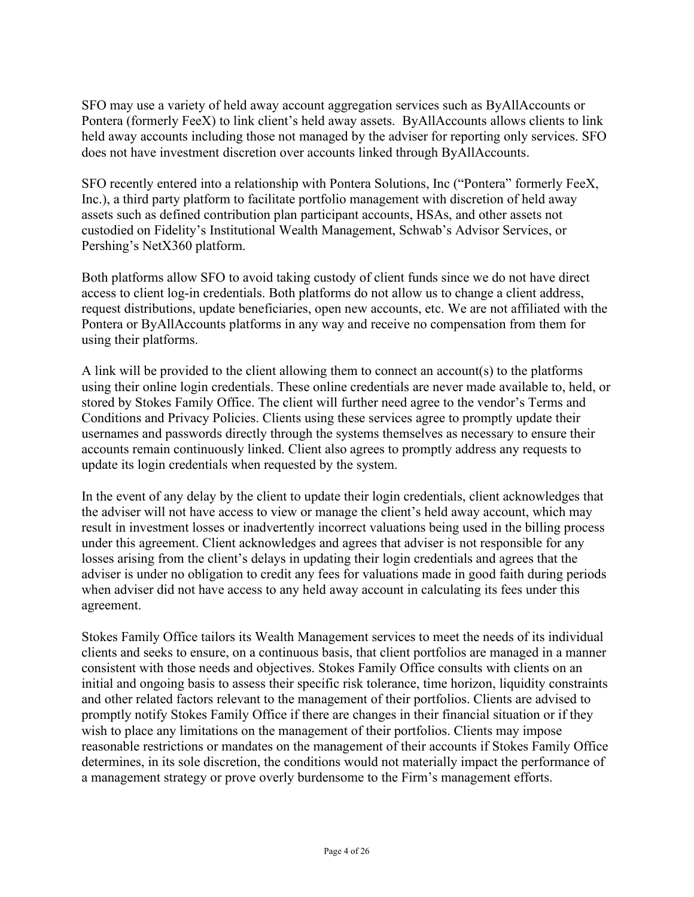SFO may use a variety of held away account aggregation services such as ByAllAccounts or Pontera (formerly FeeX) to link client's held away assets. ByAllAccounts allows clients to link held away accounts including those not managed by the adviser for reporting only services. SFO does not have investment discretion over accounts linked through ByAllAccounts.

SFO recently entered into a relationship with Pontera Solutions, Inc ("Pontera" formerly FeeX, Inc.), a third party platform to facilitate portfolio management with discretion of held away assets such as defined contribution plan participant accounts, HSAs, and other assets not custodied on Fidelity's Institutional Wealth Management, Schwab's Advisor Services, or Pershing's NetX360 platform.

Both platforms allow SFO to avoid taking custody of client funds since we do not have direct access to client log-in credentials. Both platforms do not allow us to change a client address, request distributions, update beneficiaries, open new accounts, etc. We are not affiliated with the Pontera or ByAllAccounts platforms in any way and receive no compensation from them for using their platforms.

A link will be provided to the client allowing them to connect an account(s) to the platforms using their online login credentials. These online credentials are never made available to, held, or stored by Stokes Family Office. The client will further need agree to the vendor's Terms and Conditions and Privacy Policies. Clients using these services agree to promptly update their usernames and passwords directly through the systems themselves as necessary to ensure their accounts remain continuously linked. Client also agrees to promptly address any requests to update its login credentials when requested by the system.

In the event of any delay by the client to update their login credentials, client acknowledges that the adviser will not have access to view or manage the client's held away account, which may result in investment losses or inadvertently incorrect valuations being used in the billing process under this agreement. Client acknowledges and agrees that adviser is not responsible for any losses arising from the client's delays in updating their login credentials and agrees that the adviser is under no obligation to credit any fees for valuations made in good faith during periods when adviser did not have access to any held away account in calculating its fees under this agreement.

Stokes Family Office tailors its Wealth Management services to meet the needs of its individual clients and seeks to ensure, on a continuous basis, that client portfolios are managed in a manner consistent with those needs and objectives. Stokes Family Office consults with clients on an initial and ongoing basis to assess their specific risk tolerance, time horizon, liquidity constraints and other related factors relevant to the management of their portfolios. Clients are advised to promptly notify Stokes Family Office if there are changes in their financial situation or if they wish to place any limitations on the management of their portfolios. Clients may impose reasonable restrictions or mandates on the management of their accounts if Stokes Family Office determines, in its sole discretion, the conditions would not materially impact the performance of a management strategy or prove overly burdensome to the Firm's management efforts.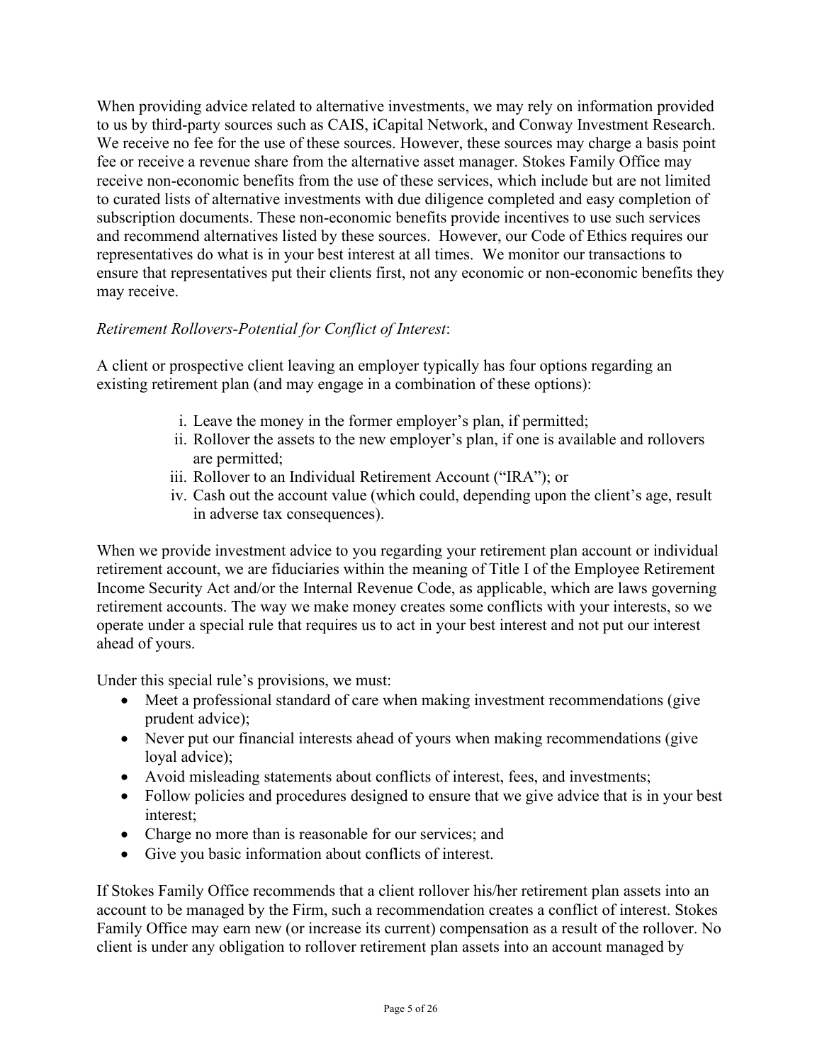When providing advice related to alternative investments, we may rely on information provided to us by third-party sources such as CAIS, iCapital Network, and Conway Investment Research. We receive no fee for the use of these sources. However, these sources may charge a basis point fee or receive a revenue share from the alternative asset manager. Stokes Family Office may receive non-economic benefits from the use of these services, which include but are not limited to curated lists of alternative investments with due diligence completed and easy completion of subscription documents. These non-economic benefits provide incentives to use such services and recommend alternatives listed by these sources. However, our Code of Ethics requires our representatives do what is in your best interest at all times. We monitor our transactions to ensure that representatives put their clients first, not any economic or non-economic benefits they may receive.

*Retirement Rollovers-Potential for Conflict of Interest*:

A client or prospective client leaving an employer typically has four options regarding an existing retirement plan (and may engage in a combination of these options):

i. Leave the money in the former employer's plan, if permitted;
ii. Rollover the assets to the new employer's plan, if one is available and rollovers are permitted;
iii. Rollover to an Individual Retirement Account ("IRA"); or
iv. Cash out the account value (which could, depending upon the client's age, result in adverse tax consequences).

When we provide investment advice to you regarding your retirement plan account or individual retirement account, we are fiduciaries within the meaning of Title I of the Employee Retirement Income Security Act and/or the Internal Revenue Code, as applicable, which are laws governing retirement accounts. The way we make money creates some conflicts with your interests, so we operate under a special rule that requires us to act in your best interest and not put our interest ahead of yours.

Under this special rule's provisions, we must:

- Meet a professional standard of care when making investment recommendations (give prudent advice);
- Never put our financial interests ahead of yours when making recommendations (give loyal advice);
- Avoid misleading statements about conflicts of interest, fees, and investments;
- Follow policies and procedures designed to ensure that we give advice that is in your best interest;
- Charge no more than is reasonable for our services; and
- Give you basic information about conflicts of interest.

If Stokes Family Office recommends that a client rollover his/her retirement plan assets into an account to be managed by the Firm, such a recommendation creates a conflict of interest. Stokes Family Office may earn new (or increase its current) compensation as a result of the rollover. No client is under any obligation to rollover retirement plan assets into an account managed by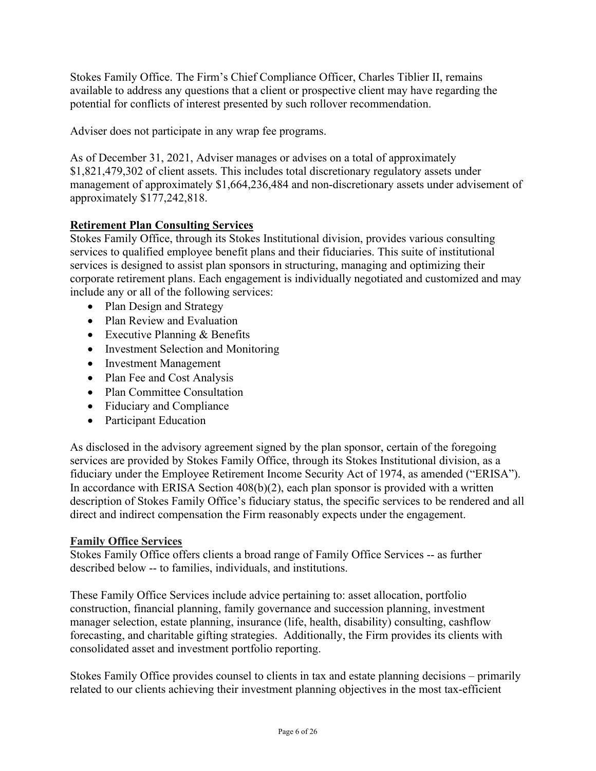Stokes Family Office. The Firm's Chief Compliance Officer, Charles Tiblier II, remains available to address any questions that a client or prospective client may have regarding the potential for conflicts of interest presented by such rollover recommendation.

Adviser does not participate in any wrap fee programs.

As of December 31, 2021, Adviser manages or advises on a total of approximately $1,821,479,302 of client assets. This includes total discretionary regulatory assets under management of approximately $1,664,236,484 and non-discretionary assets under advisement of approximately $177,242,818.

## Retirement Plan Consulting Services

Stokes Family Office, through its Stokes Institutional division, provides various consulting services to qualified employee benefit plans and their fiduciaries. This suite of institutional services is designed to assist plan sponsors in structuring, managing and optimizing their corporate retirement plans. Each engagement is individually negotiated and customized and may include any or all of the following services:

- Plan Design and Strategy
- Plan Review and Evaluation
- Executive Planning & Benefits
- Investment Selection and Monitoring
- Investment Management
- Plan Fee and Cost Analysis
- Plan Committee Consultation
- Fiduciary and Compliance
- Participant Education

As disclosed in the advisory agreement signed by the plan sponsor, certain of the foregoing services are provided by Stokes Family Office, through its Stokes Institutional division, as a fiduciary under the Employee Retirement Income Security Act of 1974, as amended ("ERISA"). In accordance with ERISA Section 408(b)(2), each plan sponsor is provided with a written description of Stokes Family Office's fiduciary status, the specific services to be rendered and all direct and indirect compensation the Firm reasonably expects under the engagement.

## Family Office Services

Stokes Family Office offers clients a broad range of Family Office Services -- as further described below -- to families, individuals, and institutions.

These Family Office Services include advice pertaining to: asset allocation, portfolio construction, financial planning, family governance and succession planning, investment manager selection, estate planning, insurance (life, health, disability) consulting, cashflow forecasting, and charitable gifting strategies. Additionally, the Firm provides its clients with consolidated asset and investment portfolio reporting.

Stokes Family Office provides counsel to clients in tax and estate planning decisions – primarily related to our clients achieving their investment planning objectives in the most tax-efficient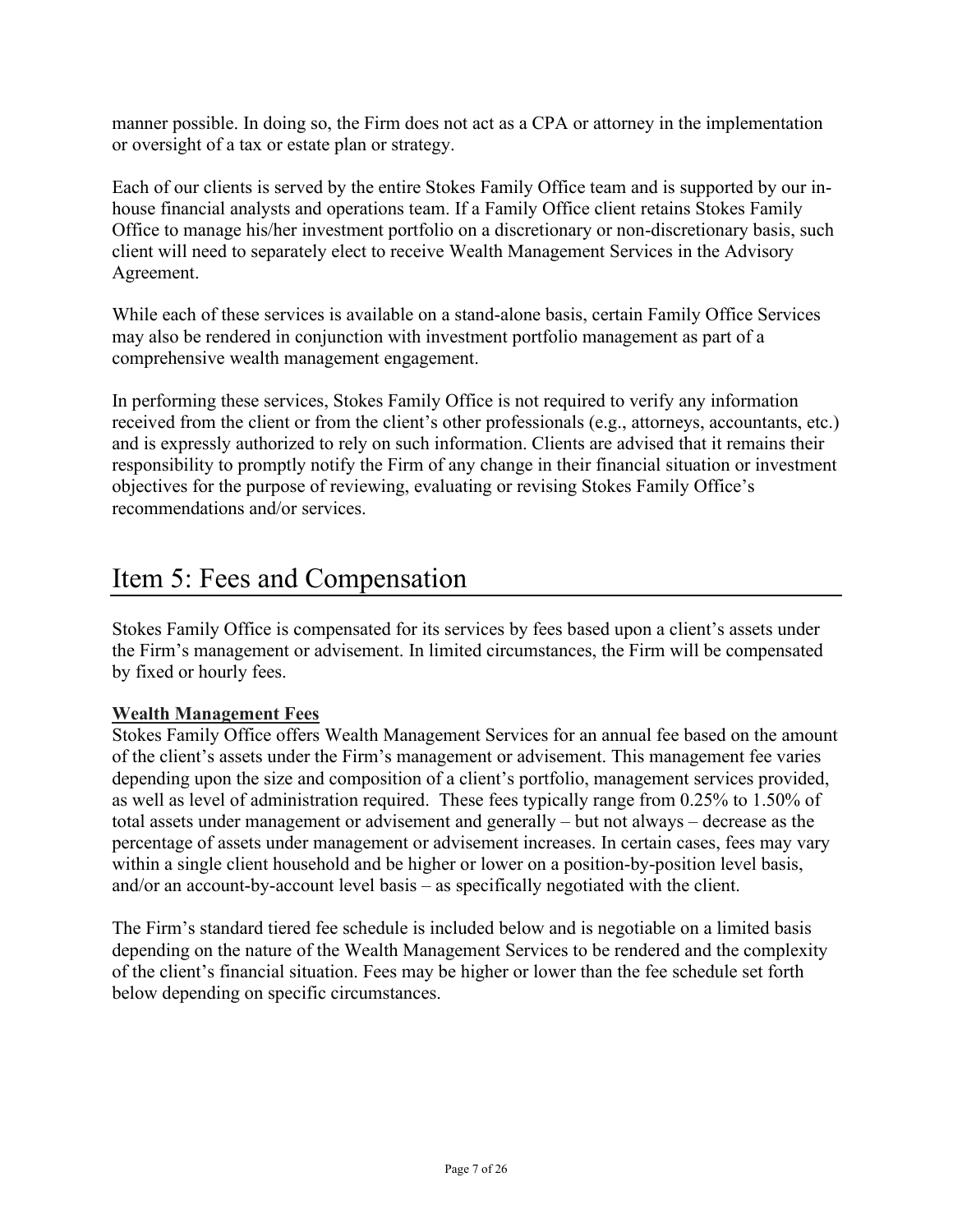manner possible. In doing so, the Firm does not act as a CPA or attorney in the implementation or oversight of a tax or estate plan or strategy.

Each of our clients is served by the entire Stokes Family Office team and is supported by our in-house financial analysts and operations team. If a Family Office client retains Stokes Family Office to manage his/her investment portfolio on a discretionary or non-discretionary basis, such client will need to separately elect to receive Wealth Management Services in the Advisory Agreement.

While each of these services is available on a stand-alone basis, certain Family Office Services may also be rendered in conjunction with investment portfolio management as part of a comprehensive wealth management engagement.

In performing these services, Stokes Family Office is not required to verify any information received from the client or from the client's other professionals (e.g., attorneys, accountants, etc.) and is expressly authorized to rely on such information. Clients are advised that it remains their responsibility to promptly notify the Firm of any change in their financial situation or investment objectives for the purpose of reviewing, evaluating or revising Stokes Family Office's recommendations and/or services.

# Item 5: Fees and Compensation

Stokes Family Office is compensated for its services by fees based upon a client's assets under the Firm's management or advisement. In limited circumstances, the Firm will be compensated by fixed or hourly fees.

**Wealth Management Fees**

Stokes Family Office offers Wealth Management Services for an annual fee based on the amount of the client's assets under the Firm's management or advisement. This management fee varies depending upon the size and composition of a client's portfolio, management services provided, as well as level of administration required. These fees typically range from 0.25% to 1.50% of total assets under management or advisement and generally – but not always – decrease as the percentage of assets under management or advisement increases. In certain cases, fees may vary within a single client household and be higher or lower on a position-by-position level basis, and/or an account-by-account level basis – as specifically negotiated with the client.

The Firm's standard tiered fee schedule is included below and is negotiable on a limited basis depending on the nature of the Wealth Management Services to be rendered and the complexity of the client's financial situation. Fees may be higher or lower than the fee schedule set forth below depending on specific circumstances.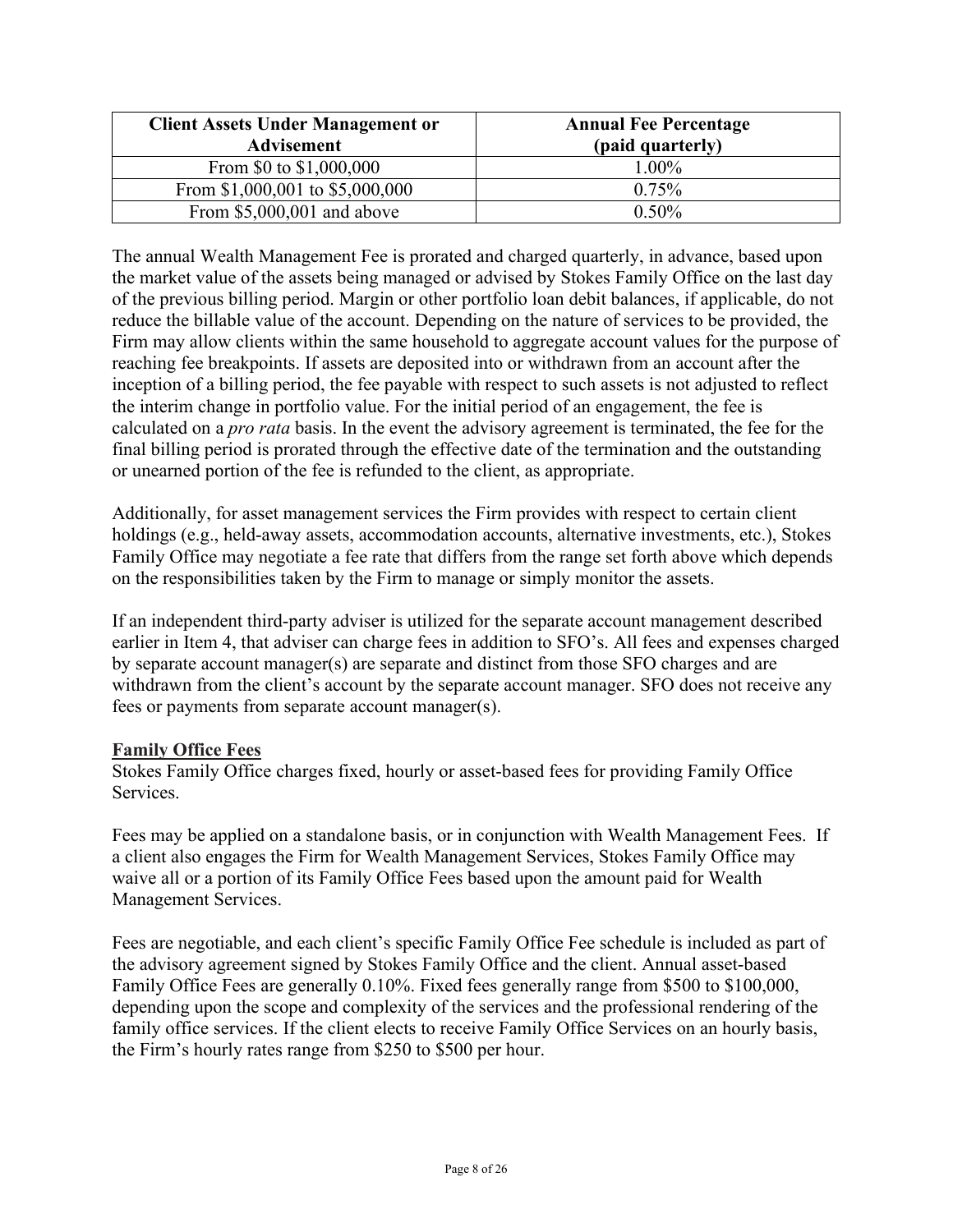| Client Assets Under Management or Advisement | Annual Fee Percentage (paid quarterly) |
|---|---|
| From $0 to $1,000,000 | 1.00% |
| From $1,000,001 to $5,000,000 | 0.75% |
| From $5,000,001 and above | 0.50% |

The annual Wealth Management Fee is prorated and charged quarterly, in advance, based upon the market value of the assets being managed or advised by Stokes Family Office on the last day of the previous billing period. Margin or other portfolio loan debit balances, if applicable, do not reduce the billable value of the account. Depending on the nature of services to be provided, the Firm may allow clients within the same household to aggregate account values for the purpose of reaching fee breakpoints. If assets are deposited into or withdrawn from an account after the inception of a billing period, the fee payable with respect to such assets is not adjusted to reflect the interim change in portfolio value. For the initial period of an engagement, the fee is calculated on a *pro rata* basis. In the event the advisory agreement is terminated, the fee for the final billing period is prorated through the effective date of the termination and the outstanding or unearned portion of the fee is refunded to the client, as appropriate.

Additionally, for asset management services the Firm provides with respect to certain client holdings (e.g., held-away assets, accommodation accounts, alternative investments, etc.), Stokes Family Office may negotiate a fee rate that differs from the range set forth above which depends on the responsibilities taken by the Firm to manage or simply monitor the assets.

If an independent third-party adviser is utilized for the separate account management described earlier in Item 4, that adviser can charge fees in addition to SFO's. All fees and expenses charged by separate account manager(s) are separate and distinct from those SFO charges and are withdrawn from the client's account by the separate account manager. SFO does not receive any fees or payments from separate account manager(s).

**Family Office Fees**

Stokes Family Office charges fixed, hourly or asset-based fees for providing Family Office Services.

Fees may be applied on a standalone basis, or in conjunction with Wealth Management Fees. If a client also engages the Firm for Wealth Management Services, Stokes Family Office may waive all or a portion of its Family Office Fees based upon the amount paid for Wealth Management Services.

Fees are negotiable, and each client's specific Family Office Fee schedule is included as part of the advisory agreement signed by Stokes Family Office and the client. Annual asset-based Family Office Fees are generally 0.10%. Fixed fees generally range from $500 to $100,000, depending upon the scope and complexity of the services and the professional rendering of the family office services. If the client elects to receive Family Office Services on an hourly basis, the Firm's hourly rates range from $250 to $500 per hour.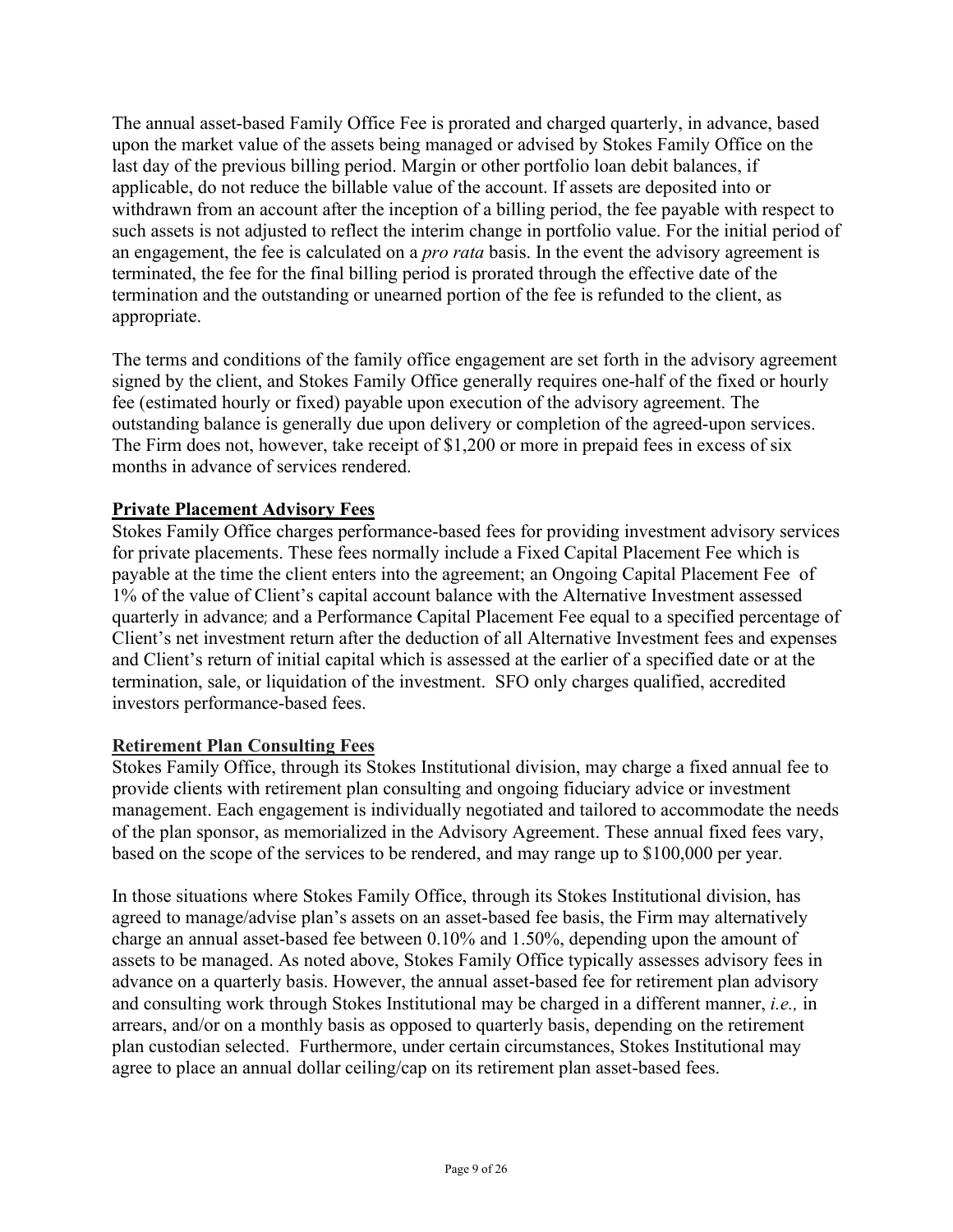The annual asset-based Family Office Fee is prorated and charged quarterly, in advance, based upon the market value of the assets being managed or advised by Stokes Family Office on the last day of the previous billing period. Margin or other portfolio loan debit balances, if applicable, do not reduce the billable value of the account. If assets are deposited into or withdrawn from an account after the inception of a billing period, the fee payable with respect to such assets is not adjusted to reflect the interim change in portfolio value. For the initial period of an engagement, the fee is calculated on a *pro rata* basis. In the event the advisory agreement is terminated, the fee for the final billing period is prorated through the effective date of the termination and the outstanding or unearned portion of the fee is refunded to the client, as appropriate.

The terms and conditions of the family office engagement are set forth in the advisory agreement signed by the client, and Stokes Family Office generally requires one-half of the fixed or hourly fee (estimated hourly or fixed) payable upon execution of the advisory agreement. The outstanding balance is generally due upon delivery or completion of the agreed-upon services. The Firm does not, however, take receipt of $1,200 or more in prepaid fees in excess of six months in advance of services rendered.

**Private Placement Advisory Fees**

Stokes Family Office charges performance-based fees for providing investment advisory services for private placements. These fees normally include a Fixed Capital Placement Fee which is payable at the time the client enters into the agreement; an Ongoing Capital Placement Fee of 1% of the value of Client's capital account balance with the Alternative Investment assessed quarterly in advance; and a Performance Capital Placement Fee equal to a specified percentage of Client's net investment return after the deduction of all Alternative Investment fees and expenses and Client's return of initial capital which is assessed at the earlier of a specified date or at the termination, sale, or liquidation of the investment. SFO only charges qualified, accredited investors performance-based fees.

**Retirement Plan Consulting Fees**

Stokes Family Office, through its Stokes Institutional division, may charge a fixed annual fee to provide clients with retirement plan consulting and ongoing fiduciary advice or investment management. Each engagement is individually negotiated and tailored to accommodate the needs of the plan sponsor, as memorialized in the Advisory Agreement. These annual fixed fees vary, based on the scope of the services to be rendered, and may range up to $100,000 per year.

In those situations where Stokes Family Office, through its Stokes Institutional division, has agreed to manage/advise plan's assets on an asset-based fee basis, the Firm may alternatively charge an annual asset-based fee between 0.10% and 1.50%, depending upon the amount of assets to be managed. As noted above, Stokes Family Office typically assesses advisory fees in advance on a quarterly basis. However, the annual asset-based fee for retirement plan advisory and consulting work through Stokes Institutional may be charged in a different manner, *i.e.,* in arrears, and/or on a monthly basis as opposed to quarterly basis, depending on the retirement plan custodian selected. Furthermore, under certain circumstances, Stokes Institutional may agree to place an annual dollar ceiling/cap on its retirement plan asset-based fees.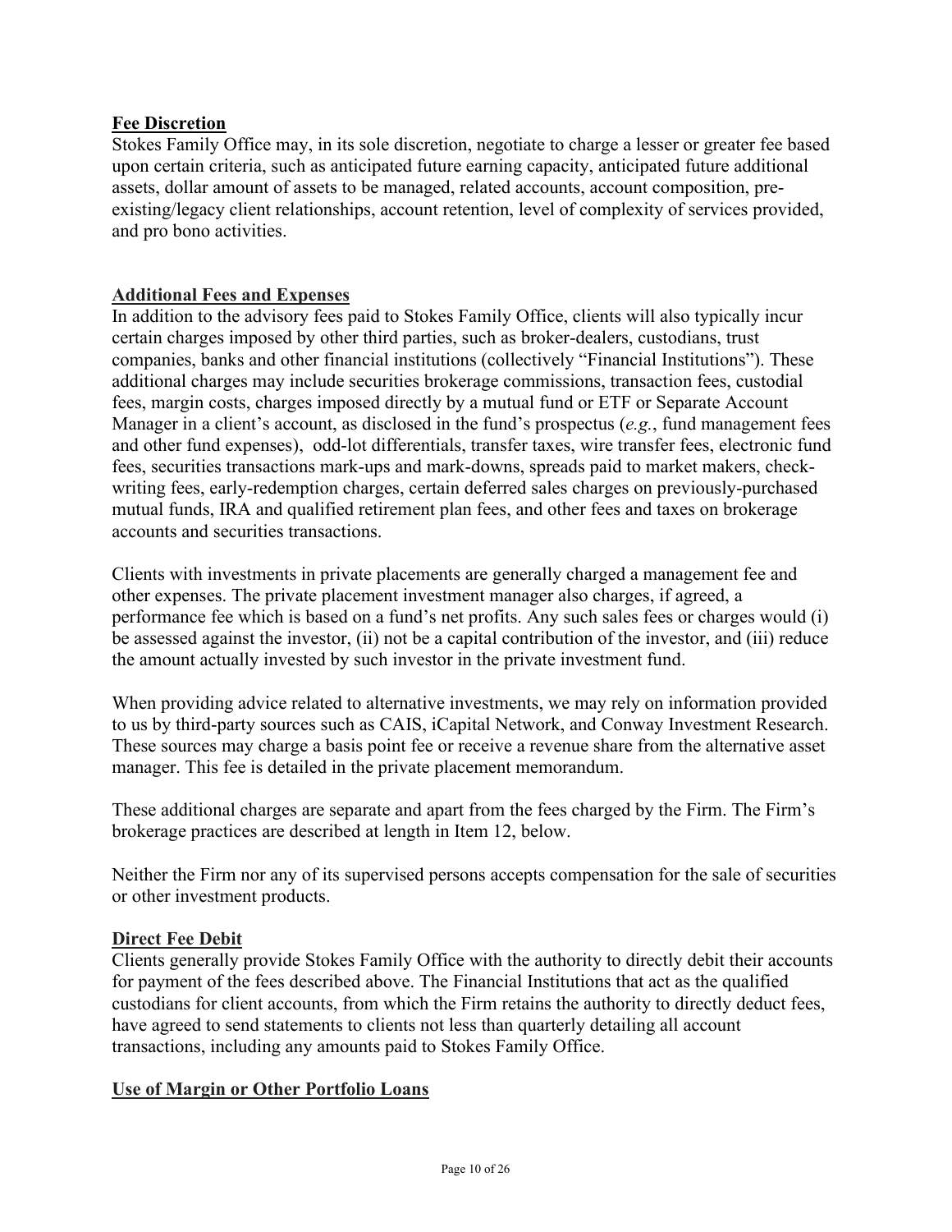## Fee Discretion

Stokes Family Office may, in its sole discretion, negotiate to charge a lesser or greater fee based upon certain criteria, such as anticipated future earning capacity, anticipated future additional assets, dollar amount of assets to be managed, related accounts, account composition, pre-existing/legacy client relationships, account retention, level of complexity of services provided, and pro bono activities.

## Additional Fees and Expenses

In addition to the advisory fees paid to Stokes Family Office, clients will also typically incur certain charges imposed by other third parties, such as broker-dealers, custodians, trust companies, banks and other financial institutions (collectively "Financial Institutions"). These additional charges may include securities brokerage commissions, transaction fees, custodial fees, margin costs, charges imposed directly by a mutual fund or ETF or Separate Account Manager in a client's account, as disclosed in the fund's prospectus (*e.g.*, fund management fees and other fund expenses), odd-lot differentials, transfer taxes, wire transfer fees, electronic fund fees, securities transactions mark-ups and mark-downs, spreads paid to market makers, check-writing fees, early-redemption charges, certain deferred sales charges on previously-purchased mutual funds, IRA and qualified retirement plan fees, and other fees and taxes on brokerage accounts and securities transactions.

Clients with investments in private placements are generally charged a management fee and other expenses. The private placement investment manager also charges, if agreed, a performance fee which is based on a fund's net profits. Any such sales fees or charges would (i) be assessed against the investor, (ii) not be a capital contribution of the investor, and (iii) reduce the amount actually invested by such investor in the private investment fund.

When providing advice related to alternative investments, we may rely on information provided to us by third-party sources such as CAIS, iCapital Network, and Conway Investment Research. These sources may charge a basis point fee or receive a revenue share from the alternative asset manager. This fee is detailed in the private placement memorandum.

These additional charges are separate and apart from the fees charged by the Firm. The Firm's brokerage practices are described at length in Item 12, below.

Neither the Firm nor any of its supervised persons accepts compensation for the sale of securities or other investment products.

## Direct Fee Debit

Clients generally provide Stokes Family Office with the authority to directly debit their accounts for payment of the fees described above. The Financial Institutions that act as the qualified custodians for client accounts, from which the Firm retains the authority to directly deduct fees, have agreed to send statements to clients not less than quarterly detailing all account transactions, including any amounts paid to Stokes Family Office.

## Use of Margin or Other Portfolio Loans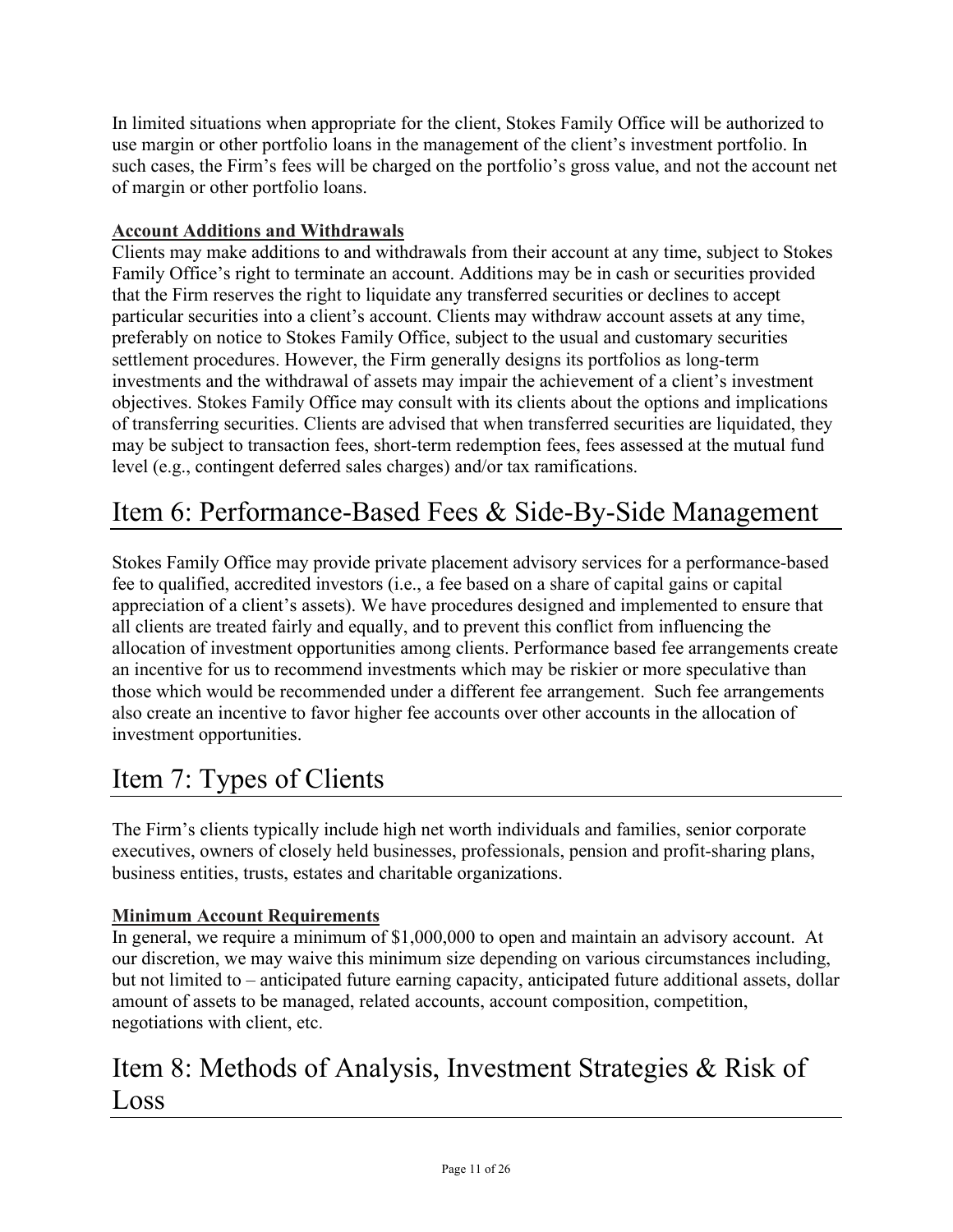In limited situations when appropriate for the client, Stokes Family Office will be authorized to use margin or other portfolio loans in the management of the client's investment portfolio. In such cases, the Firm's fees will be charged on the portfolio's gross value, and not the account net of margin or other portfolio loans.

**Account Additions and Withdrawals**

Clients may make additions to and withdrawals from their account at any time, subject to Stokes Family Office's right to terminate an account. Additions may be in cash or securities provided that the Firm reserves the right to liquidate any transferred securities or declines to accept particular securities into a client's account. Clients may withdraw account assets at any time, preferably on notice to Stokes Family Office, subject to the usual and customary securities settlement procedures. However, the Firm generally designs its portfolios as long-term investments and the withdrawal of assets may impair the achievement of a client's investment objectives. Stokes Family Office may consult with its clients about the options and implications of transferring securities. Clients are advised that when transferred securities are liquidated, they may be subject to transaction fees, short-term redemption fees, fees assessed at the mutual fund level (e.g., contingent deferred sales charges) and/or tax ramifications.

# Item 6: Performance-Based Fees & Side-By-Side Management

Stokes Family Office may provide private placement advisory services for a performance-based fee to qualified, accredited investors (i.e., a fee based on a share of capital gains or capital appreciation of a client's assets). We have procedures designed and implemented to ensure that all clients are treated fairly and equally, and to prevent this conflict from influencing the allocation of investment opportunities among clients. Performance based fee arrangements create an incentive for us to recommend investments which may be riskier or more speculative than those which would be recommended under a different fee arrangement. Such fee arrangements also create an incentive to favor higher fee accounts over other accounts in the allocation of investment opportunities.

# Item 7: Types of Clients

The Firm's clients typically include high net worth individuals and families, senior corporate executives, owners of closely held businesses, professionals, pension and profit-sharing plans, business entities, trusts, estates and charitable organizations.

**Minimum Account Requirements**

In general, we require a minimum of $1,000,000 to open and maintain an advisory account. At our discretion, we may waive this minimum size depending on various circumstances including, but not limited to – anticipated future earning capacity, anticipated future additional assets, dollar amount of assets to be managed, related accounts, account composition, competition, negotiations with client, etc.

# Item 8: Methods of Analysis, Investment Strategies & Risk of Loss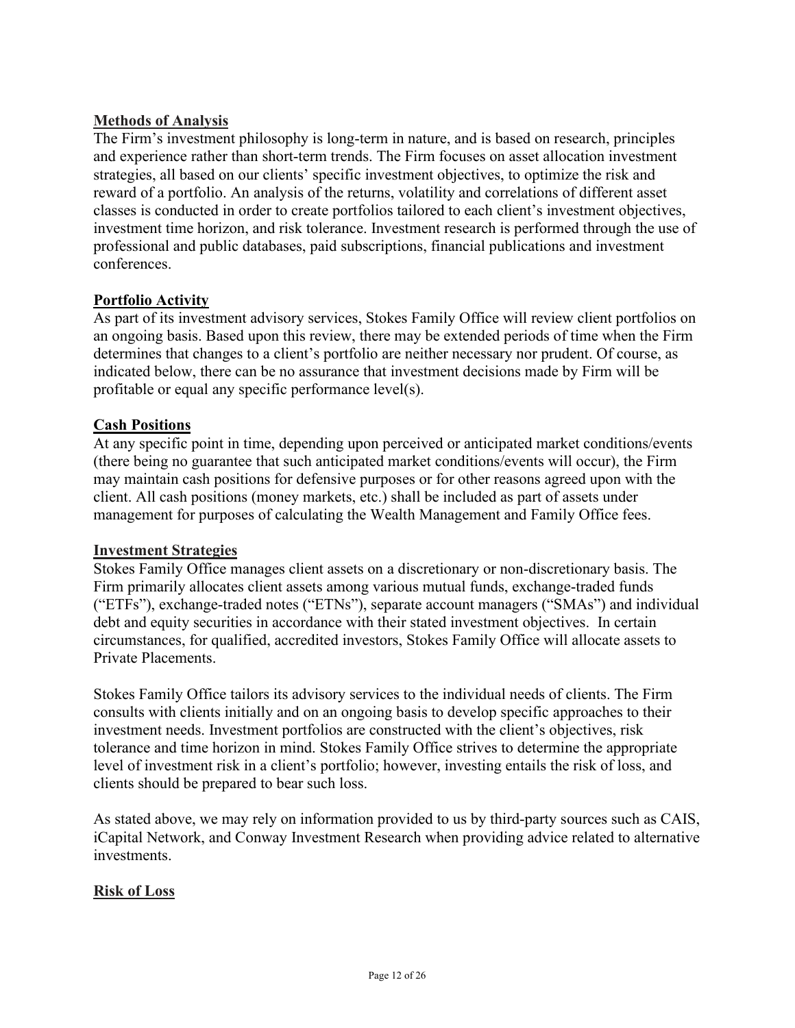## Methods of Analysis

The Firm's investment philosophy is long-term in nature, and is based on research, principles and experience rather than short-term trends. The Firm focuses on asset allocation investment strategies, all based on our clients' specific investment objectives, to optimize the risk and reward of a portfolio. An analysis of the returns, volatility and correlations of different asset classes is conducted in order to create portfolios tailored to each client's investment objectives, investment time horizon, and risk tolerance. Investment research is performed through the use of professional and public databases, paid subscriptions, financial publications and investment conferences.

## Portfolio Activity

As part of its investment advisory services, Stokes Family Office will review client portfolios on an ongoing basis. Based upon this review, there may be extended periods of time when the Firm determines that changes to a client's portfolio are neither necessary nor prudent. Of course, as indicated below, there can be no assurance that investment decisions made by Firm will be profitable or equal any specific performance level(s).

## Cash Positions

At any specific point in time, depending upon perceived or anticipated market conditions/events (there being no guarantee that such anticipated market conditions/events will occur), the Firm may maintain cash positions for defensive purposes or for other reasons agreed upon with the client. All cash positions (money markets, etc.) shall be included as part of assets under management for purposes of calculating the Wealth Management and Family Office fees.

## Investment Strategies

Stokes Family Office manages client assets on a discretionary or non-discretionary basis. The Firm primarily allocates client assets among various mutual funds, exchange-traded funds ("ETFs"), exchange-traded notes ("ETNs"), separate account managers ("SMAs") and individual debt and equity securities in accordance with their stated investment objectives. In certain circumstances, for qualified, accredited investors, Stokes Family Office will allocate assets to Private Placements.

Stokes Family Office tailors its advisory services to the individual needs of clients. The Firm consults with clients initially and on an ongoing basis to develop specific approaches to their investment needs. Investment portfolios are constructed with the client's objectives, risk tolerance and time horizon in mind. Stokes Family Office strives to determine the appropriate level of investment risk in a client's portfolio; however, investing entails the risk of loss, and clients should be prepared to bear such loss.

As stated above, we may rely on information provided to us by third-party sources such as CAIS, iCapital Network, and Conway Investment Research when providing advice related to alternative investments.

## Risk of Loss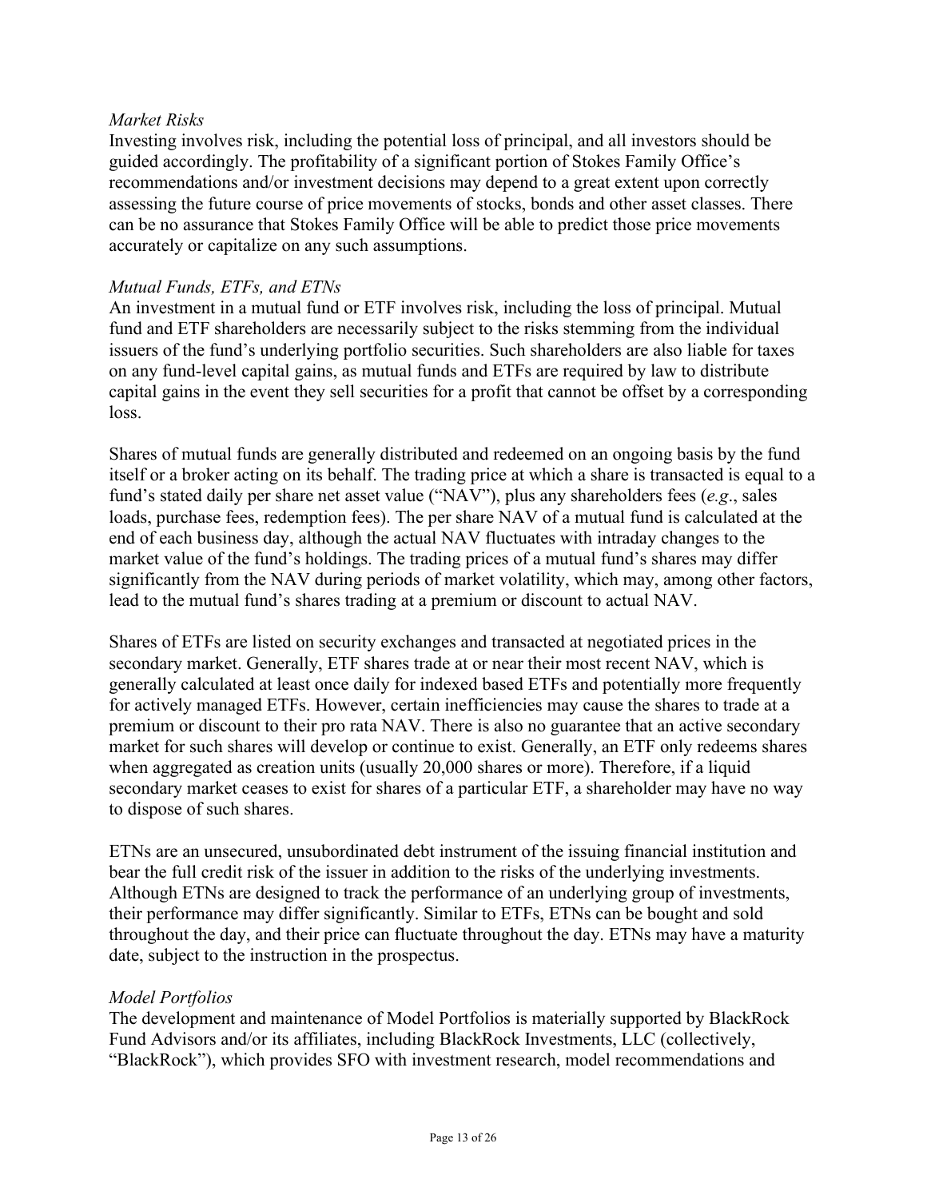*Market Risks*

Investing involves risk, including the potential loss of principal, and all investors should be guided accordingly. The profitability of a significant portion of Stokes Family Office's recommendations and/or investment decisions may depend to a great extent upon correctly assessing the future course of price movements of stocks, bonds and other asset classes. There can be no assurance that Stokes Family Office will be able to predict those price movements accurately or capitalize on any such assumptions.

*Mutual Funds, ETFs, and ETNs*

An investment in a mutual fund or ETF involves risk, including the loss of principal. Mutual fund and ETF shareholders are necessarily subject to the risks stemming from the individual issuers of the fund's underlying portfolio securities. Such shareholders are also liable for taxes on any fund-level capital gains, as mutual funds and ETFs are required by law to distribute capital gains in the event they sell securities for a profit that cannot be offset by a corresponding loss.

Shares of mutual funds are generally distributed and redeemed on an ongoing basis by the fund itself or a broker acting on its behalf. The trading price at which a share is transacted is equal to a fund's stated daily per share net asset value ("NAV"), plus any shareholders fees (*e.g*., sales loads, purchase fees, redemption fees). The per share NAV of a mutual fund is calculated at the end of each business day, although the actual NAV fluctuates with intraday changes to the market value of the fund's holdings. The trading prices of a mutual fund's shares may differ significantly from the NAV during periods of market volatility, which may, among other factors, lead to the mutual fund's shares trading at a premium or discount to actual NAV.

Shares of ETFs are listed on security exchanges and transacted at negotiated prices in the secondary market. Generally, ETF shares trade at or near their most recent NAV, which is generally calculated at least once daily for indexed based ETFs and potentially more frequently for actively managed ETFs. However, certain inefficiencies may cause the shares to trade at a premium or discount to their pro rata NAV. There is also no guarantee that an active secondary market for such shares will develop or continue to exist. Generally, an ETF only redeems shares when aggregated as creation units (usually 20,000 shares or more). Therefore, if a liquid secondary market ceases to exist for shares of a particular ETF, a shareholder may have no way to dispose of such shares.

ETNs are an unsecured, unsubordinated debt instrument of the issuing financial institution and bear the full credit risk of the issuer in addition to the risks of the underlying investments. Although ETNs are designed to track the performance of an underlying group of investments, their performance may differ significantly. Similar to ETFs, ETNs can be bought and sold throughout the day, and their price can fluctuate throughout the day. ETNs may have a maturity date, subject to the instruction in the prospectus.

*Model Portfolios*

The development and maintenance of Model Portfolios is materially supported by BlackRock Fund Advisors and/or its affiliates, including BlackRock Investments, LLC (collectively, "BlackRock"), which provides SFO with investment research, model recommendations and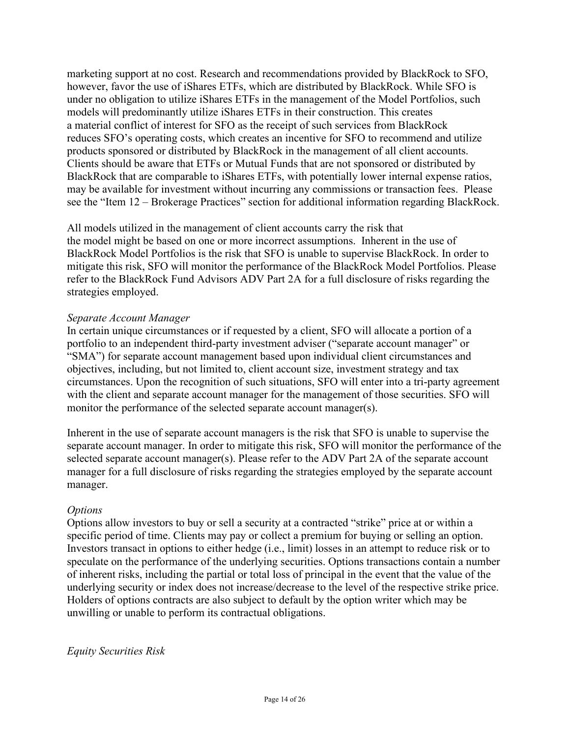marketing support at no cost. Research and recommendations provided by BlackRock to SFO, however, favor the use of iShares ETFs, which are distributed by BlackRock. While SFO is under no obligation to utilize iShares ETFs in the management of the Model Portfolios, such models will predominantly utilize iShares ETFs in their construction. This creates a material conflict of interest for SFO as the receipt of such services from BlackRock reduces SFO's operating costs, which creates an incentive for SFO to recommend and utilize products sponsored or distributed by BlackRock in the management of all client accounts. Clients should be aware that ETFs or Mutual Funds that are not sponsored or distributed by BlackRock that are comparable to iShares ETFs, with potentially lower internal expense ratios, may be available for investment without incurring any commissions or transaction fees. Please see the "Item 12 – Brokerage Practices" section for additional information regarding BlackRock.

All models utilized in the management of client accounts carry the risk that the model might be based on one or more incorrect assumptions. Inherent in the use of BlackRock Model Portfolios is the risk that SFO is unable to supervise BlackRock. In order to mitigate this risk, SFO will monitor the performance of the BlackRock Model Portfolios. Please refer to the BlackRock Fund Advisors ADV Part 2A for a full disclosure of risks regarding the strategies employed.

*Separate Account Manager*

In certain unique circumstances or if requested by a client, SFO will allocate a portion of a portfolio to an independent third-party investment adviser ("separate account manager" or "SMA") for separate account management based upon individual client circumstances and objectives, including, but not limited to, client account size, investment strategy and tax circumstances. Upon the recognition of such situations, SFO will enter into a tri-party agreement with the client and separate account manager for the management of those securities. SFO will monitor the performance of the selected separate account manager(s).

Inherent in the use of separate account managers is the risk that SFO is unable to supervise the separate account manager. In order to mitigate this risk, SFO will monitor the performance of the selected separate account manager(s). Please refer to the ADV Part 2A of the separate account manager for a full disclosure of risks regarding the strategies employed by the separate account manager.

*Options*

Options allow investors to buy or sell a security at a contracted "strike" price at or within a specific period of time. Clients may pay or collect a premium for buying or selling an option. Investors transact in options to either hedge (i.e., limit) losses in an attempt to reduce risk or to speculate on the performance of the underlying securities. Options transactions contain a number of inherent risks, including the partial or total loss of principal in the event that the value of the underlying security or index does not increase/decrease to the level of the respective strike price. Holders of options contracts are also subject to default by the option writer which may be unwilling or unable to perform its contractual obligations.

*Equity Securities Risk*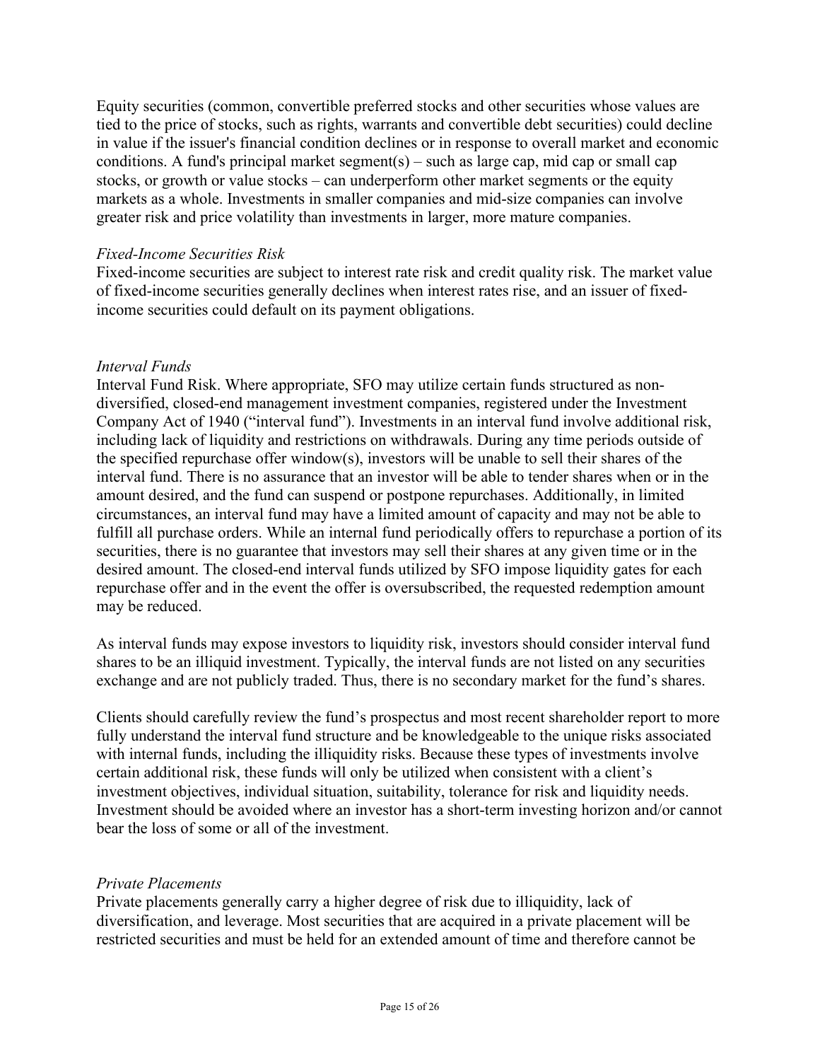Equity securities (common, convertible preferred stocks and other securities whose values are tied to the price of stocks, such as rights, warrants and convertible debt securities) could decline in value if the issuer's financial condition declines or in response to overall market and economic conditions. A fund's principal market segment(s) – such as large cap, mid cap or small cap stocks, or growth or value stocks – can underperform other market segments or the equity markets as a whole. Investments in smaller companies and mid-size companies can involve greater risk and price volatility than investments in larger, more mature companies.

*Fixed-Income Securities Risk*
Fixed-income securities are subject to interest rate risk and credit quality risk. The market value of fixed-income securities generally declines when interest rates rise, and an issuer of fixed-income securities could default on its payment obligations.

*Interval Funds*
Interval Fund Risk. Where appropriate, SFO may utilize certain funds structured as non-diversified, closed-end management investment companies, registered under the Investment Company Act of 1940 ("interval fund"). Investments in an interval fund involve additional risk, including lack of liquidity and restrictions on withdrawals. During any time periods outside of the specified repurchase offer window(s), investors will be unable to sell their shares of the interval fund. There is no assurance that an investor will be able to tender shares when or in the amount desired, and the fund can suspend or postpone repurchases. Additionally, in limited circumstances, an interval fund may have a limited amount of capacity and may not be able to fulfill all purchase orders. While an internal fund periodically offers to repurchase a portion of its securities, there is no guarantee that investors may sell their shares at any given time or in the desired amount. The closed-end interval funds utilized by SFO impose liquidity gates for each repurchase offer and in the event the offer is oversubscribed, the requested redemption amount may be reduced.

As interval funds may expose investors to liquidity risk, investors should consider interval fund shares to be an illiquid investment. Typically, the interval funds are not listed on any securities exchange and are not publicly traded. Thus, there is no secondary market for the fund's shares.

Clients should carefully review the fund's prospectus and most recent shareholder report to more fully understand the interval fund structure and be knowledgeable to the unique risks associated with internal funds, including the illiquidity risks. Because these types of investments involve certain additional risk, these funds will only be utilized when consistent with a client's investment objectives, individual situation, suitability, tolerance for risk and liquidity needs. Investment should be avoided where an investor has a short-term investing horizon and/or cannot bear the loss of some or all of the investment.

*Private Placements*
Private placements generally carry a higher degree of risk due to illiquidity, lack of diversification, and leverage. Most securities that are acquired in a private placement will be restricted securities and must be held for an extended amount of time and therefore cannot be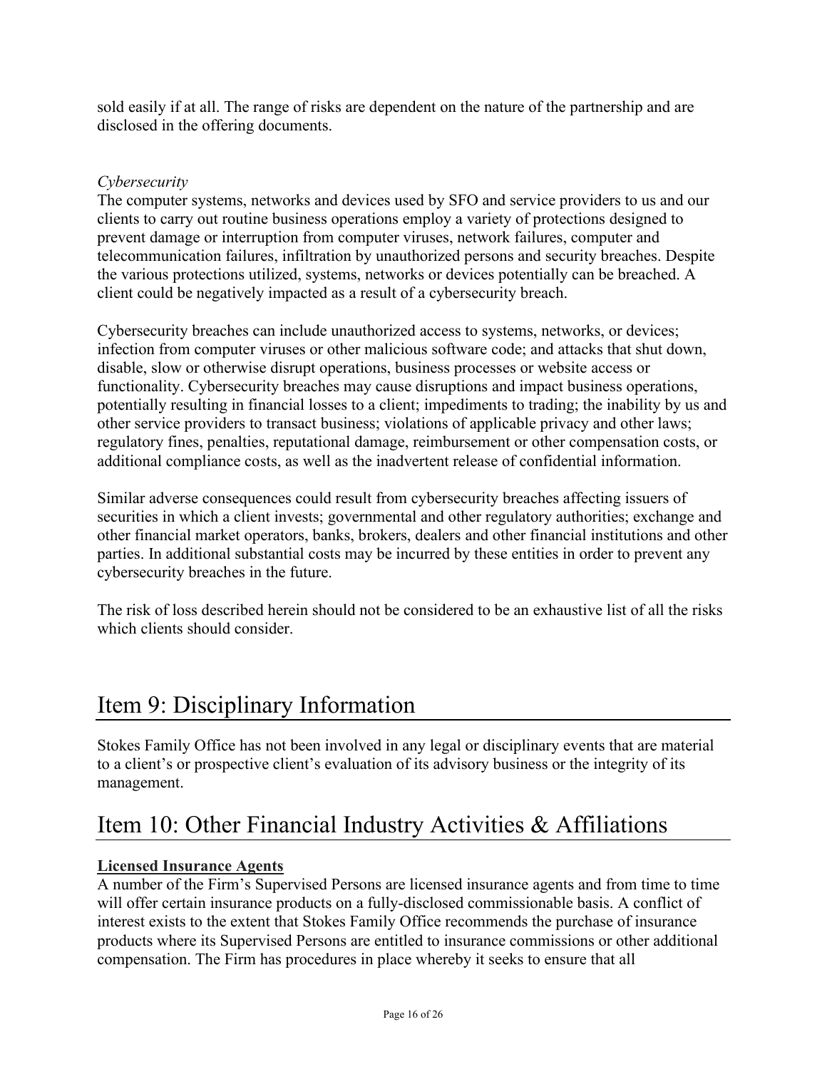sold easily if at all. The range of risks are dependent on the nature of the partnership and are disclosed in the offering documents.

*Cybersecurity*

The computer systems, networks and devices used by SFO and service providers to us and our clients to carry out routine business operations employ a variety of protections designed to prevent damage or interruption from computer viruses, network failures, computer and telecommunication failures, infiltration by unauthorized persons and security breaches. Despite the various protections utilized, systems, networks or devices potentially can be breached. A client could be negatively impacted as a result of a cybersecurity breach.

Cybersecurity breaches can include unauthorized access to systems, networks, or devices; infection from computer viruses or other malicious software code; and attacks that shut down, disable, slow or otherwise disrupt operations, business processes or website access or functionality. Cybersecurity breaches may cause disruptions and impact business operations, potentially resulting in financial losses to a client; impediments to trading; the inability by us and other service providers to transact business; violations of applicable privacy and other laws; regulatory fines, penalties, reputational damage, reimbursement or other compensation costs, or additional compliance costs, as well as the inadvertent release of confidential information.

Similar adverse consequences could result from cybersecurity breaches affecting issuers of securities in which a client invests; governmental and other regulatory authorities; exchange and other financial market operators, banks, brokers, dealers and other financial institutions and other parties. In additional substantial costs may be incurred by these entities in order to prevent any cybersecurity breaches in the future.

The risk of loss described herein should not be considered to be an exhaustive list of all the risks which clients should consider.

# Item 9: Disciplinary Information

Stokes Family Office has not been involved in any legal or disciplinary events that are material to a client's or prospective client's evaluation of its advisory business or the integrity of its management.

# Item 10: Other Financial Industry Activities & Affiliations

**Licensed Insurance Agents**

A number of the Firm's Supervised Persons are licensed insurance agents and from time to time will offer certain insurance products on a fully-disclosed commissionable basis. A conflict of interest exists to the extent that Stokes Family Office recommends the purchase of insurance products where its Supervised Persons are entitled to insurance commissions or other additional compensation. The Firm has procedures in place whereby it seeks to ensure that all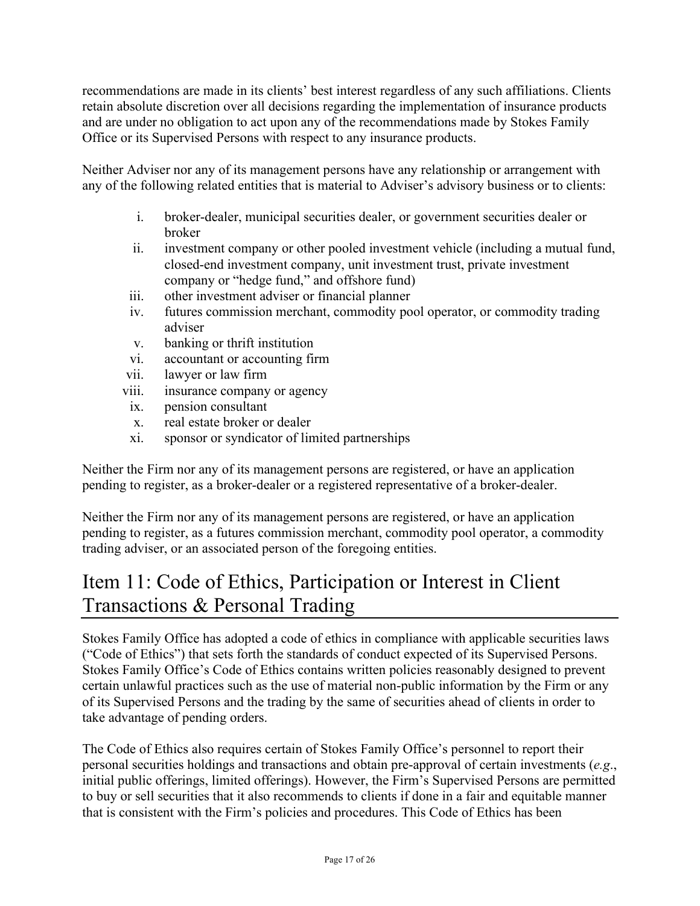recommendations are made in its clients' best interest regardless of any such affiliations. Clients retain absolute discretion over all decisions regarding the implementation of insurance products and are under no obligation to act upon any of the recommendations made by Stokes Family Office or its Supervised Persons with respect to any insurance products.

Neither Adviser nor any of its management persons have any relationship or arrangement with any of the following related entities that is material to Adviser's advisory business or to clients:

i. broker-dealer, municipal securities dealer, or government securities dealer or broker
ii. investment company or other pooled investment vehicle (including a mutual fund, closed-end investment company, unit investment trust, private investment company or "hedge fund," and offshore fund)
iii. other investment adviser or financial planner
iv. futures commission merchant, commodity pool operator, or commodity trading adviser
v. banking or thrift institution
vi. accountant or accounting firm
vii. lawyer or law firm
viii. insurance company or agency
ix. pension consultant
x. real estate broker or dealer
xi. sponsor or syndicator of limited partnerships

Neither the Firm nor any of its management persons are registered, or have an application pending to register, as a broker-dealer or a registered representative of a broker-dealer.

Neither the Firm nor any of its management persons are registered, or have an application pending to register, as a futures commission merchant, commodity pool operator, a commodity trading adviser, or an associated person of the foregoing entities.

# Item 11: Code of Ethics, Participation or Interest in Client Transactions & Personal Trading

Stokes Family Office has adopted a code of ethics in compliance with applicable securities laws ("Code of Ethics") that sets forth the standards of conduct expected of its Supervised Persons. Stokes Family Office's Code of Ethics contains written policies reasonably designed to prevent certain unlawful practices such as the use of material non-public information by the Firm or any of its Supervised Persons and the trading by the same of securities ahead of clients in order to take advantage of pending orders.

The Code of Ethics also requires certain of Stokes Family Office's personnel to report their personal securities holdings and transactions and obtain pre-approval of certain investments (*e.g*., initial public offerings, limited offerings). However, the Firm's Supervised Persons are permitted to buy or sell securities that it also recommends to clients if done in a fair and equitable manner that is consistent with the Firm's policies and procedures. This Code of Ethics has been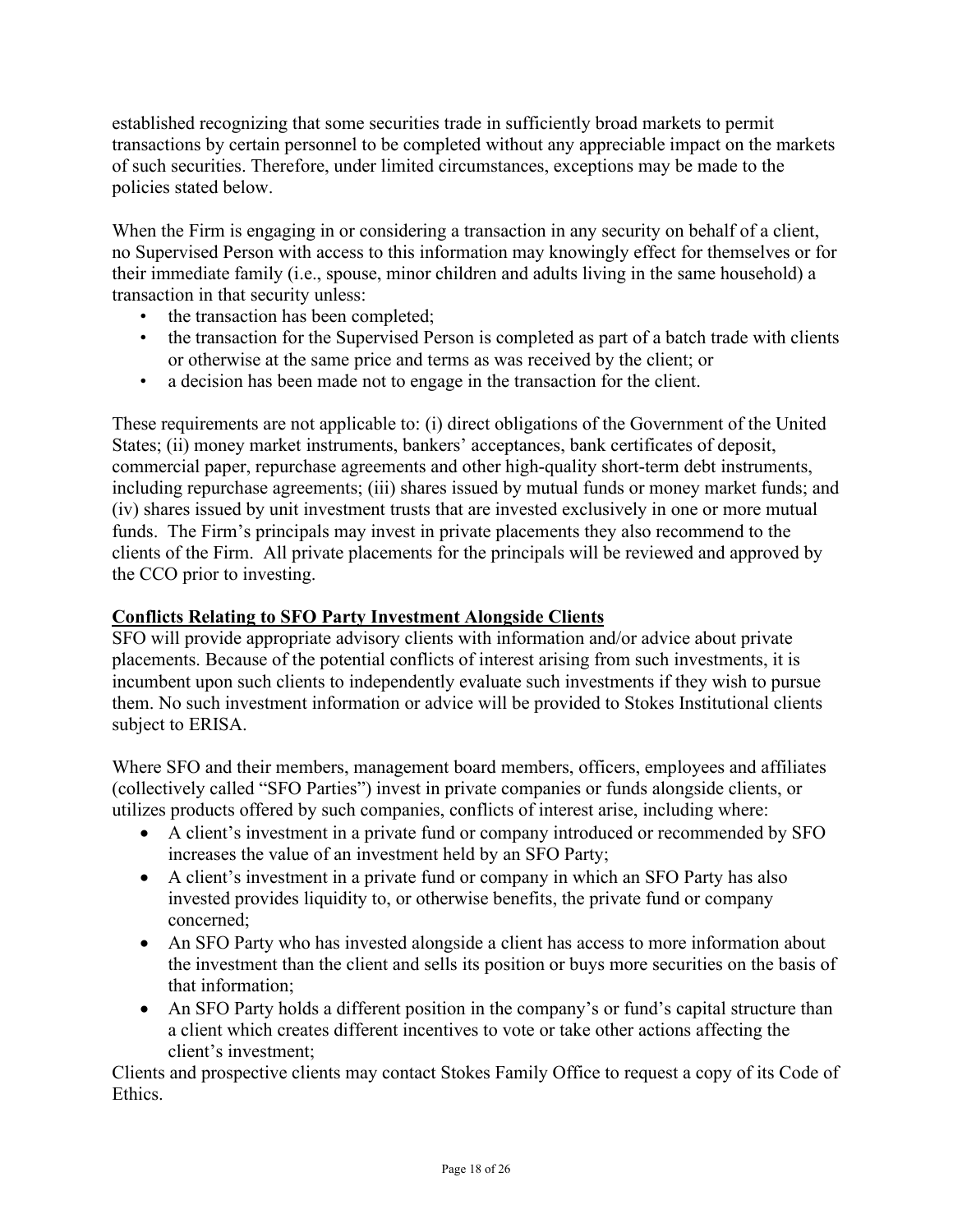established recognizing that some securities trade in sufficiently broad markets to permit transactions by certain personnel to be completed without any appreciable impact on the markets of such securities. Therefore, under limited circumstances, exceptions may be made to the policies stated below.

When the Firm is engaging in or considering a transaction in any security on behalf of a client, no Supervised Person with access to this information may knowingly effect for themselves or for their immediate family (i.e., spouse, minor children and adults living in the same household) a transaction in that security unless:

- the transaction has been completed;
- the transaction for the Supervised Person is completed as part of a batch trade with clients or otherwise at the same price and terms as was received by the client; or
- a decision has been made not to engage in the transaction for the client.

These requirements are not applicable to: (i) direct obligations of the Government of the United States; (ii) money market instruments, bankers' acceptances, bank certificates of deposit, commercial paper, repurchase agreements and other high-quality short-term debt instruments, including repurchase agreements; (iii) shares issued by mutual funds or money market funds; and (iv) shares issued by unit investment trusts that are invested exclusively in one or more mutual funds. The Firm's principals may invest in private placements they also recommend to the clients of the Firm. All private placements for the principals will be reviewed and approved by the CCO prior to investing.

**Conflicts Relating to SFO Party Investment Alongside Clients**

SFO will provide appropriate advisory clients with information and/or advice about private placements. Because of the potential conflicts of interest arising from such investments, it is incumbent upon such clients to independently evaluate such investments if they wish to pursue them. No such investment information or advice will be provided to Stokes Institutional clients subject to ERISA.

Where SFO and their members, management board members, officers, employees and affiliates (collectively called "SFO Parties") invest in private companies or funds alongside clients, or utilizes products offered by such companies, conflicts of interest arise, including where:

- A client's investment in a private fund or company introduced or recommended by SFO increases the value of an investment held by an SFO Party;
- A client's investment in a private fund or company in which an SFO Party has also invested provides liquidity to, or otherwise benefits, the private fund or company concerned;
- An SFO Party who has invested alongside a client has access to more information about the investment than the client and sells its position or buys more securities on the basis of that information;
- An SFO Party holds a different position in the company's or fund's capital structure than a client which creates different incentives to vote or take other actions affecting the client's investment;

Clients and prospective clients may contact Stokes Family Office to request a copy of its Code of Ethics.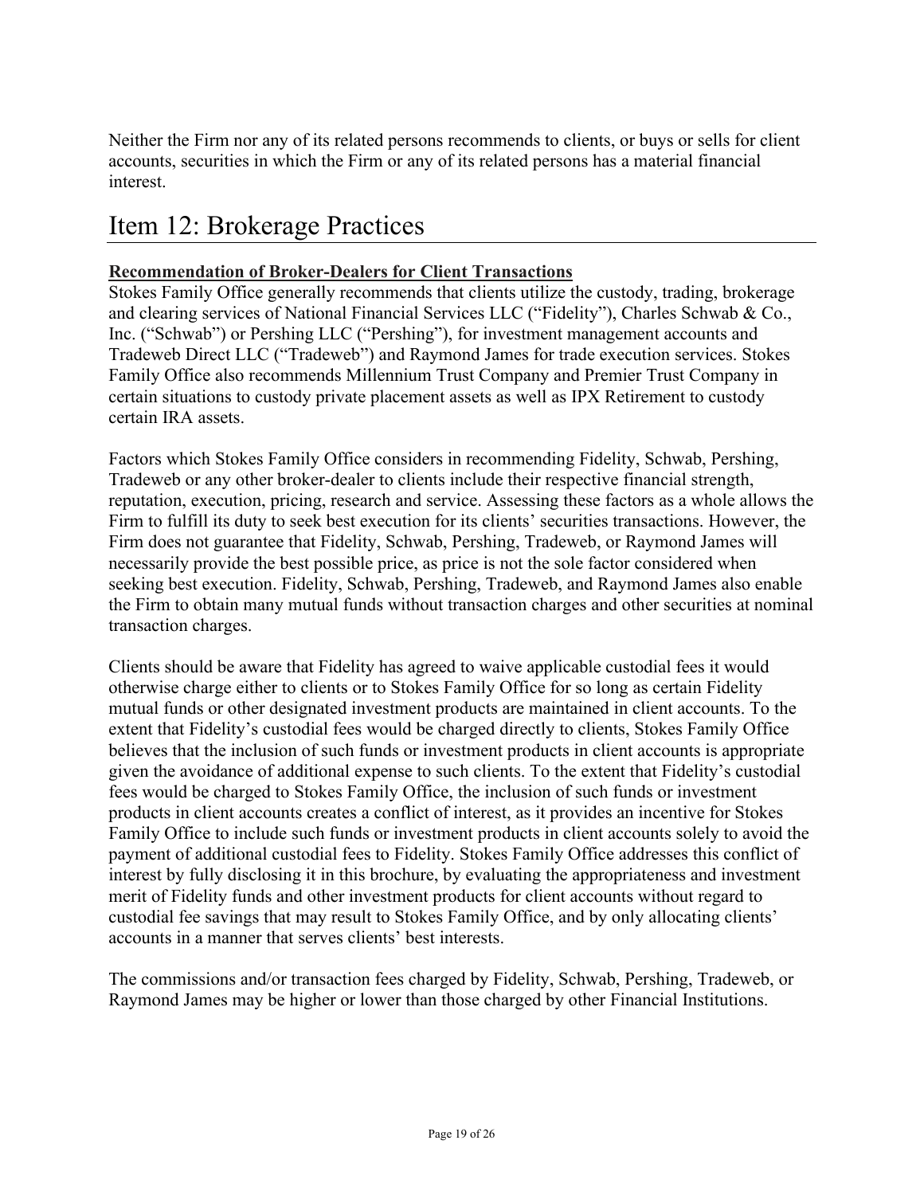Neither the Firm nor any of its related persons recommends to clients, or buys or sells for client accounts, securities in which the Firm or any of its related persons has a material financial interest.

# Item 12: Brokerage Practices

**Recommendation of Broker-Dealers for Client Transactions**

Stokes Family Office generally recommends that clients utilize the custody, trading, brokerage and clearing services of National Financial Services LLC ("Fidelity"), Charles Schwab & Co., Inc. ("Schwab") or Pershing LLC ("Pershing"), for investment management accounts and Tradeweb Direct LLC ("Tradeweb") and Raymond James for trade execution services. Stokes Family Office also recommends Millennium Trust Company and Premier Trust Company in certain situations to custody private placement assets as well as IPX Retirement to custody certain IRA assets.

Factors which Stokes Family Office considers in recommending Fidelity, Schwab, Pershing, Tradeweb or any other broker-dealer to clients include their respective financial strength, reputation, execution, pricing, research and service. Assessing these factors as a whole allows the Firm to fulfill its duty to seek best execution for its clients' securities transactions. However, the Firm does not guarantee that Fidelity, Schwab, Pershing, Tradeweb, or Raymond James will necessarily provide the best possible price, as price is not the sole factor considered when seeking best execution. Fidelity, Schwab, Pershing, Tradeweb, and Raymond James also enable the Firm to obtain many mutual funds without transaction charges and other securities at nominal transaction charges.

Clients should be aware that Fidelity has agreed to waive applicable custodial fees it would otherwise charge either to clients or to Stokes Family Office for so long as certain Fidelity mutual funds or other designated investment products are maintained in client accounts. To the extent that Fidelity's custodial fees would be charged directly to clients, Stokes Family Office believes that the inclusion of such funds or investment products in client accounts is appropriate given the avoidance of additional expense to such clients. To the extent that Fidelity's custodial fees would be charged to Stokes Family Office, the inclusion of such funds or investment products in client accounts creates a conflict of interest, as it provides an incentive for Stokes Family Office to include such funds or investment products in client accounts solely to avoid the payment of additional custodial fees to Fidelity. Stokes Family Office addresses this conflict of interest by fully disclosing it in this brochure, by evaluating the appropriateness and investment merit of Fidelity funds and other investment products for client accounts without regard to custodial fee savings that may result to Stokes Family Office, and by only allocating clients' accounts in a manner that serves clients' best interests.

The commissions and/or transaction fees charged by Fidelity, Schwab, Pershing, Tradeweb, or Raymond James may be higher or lower than those charged by other Financial Institutions.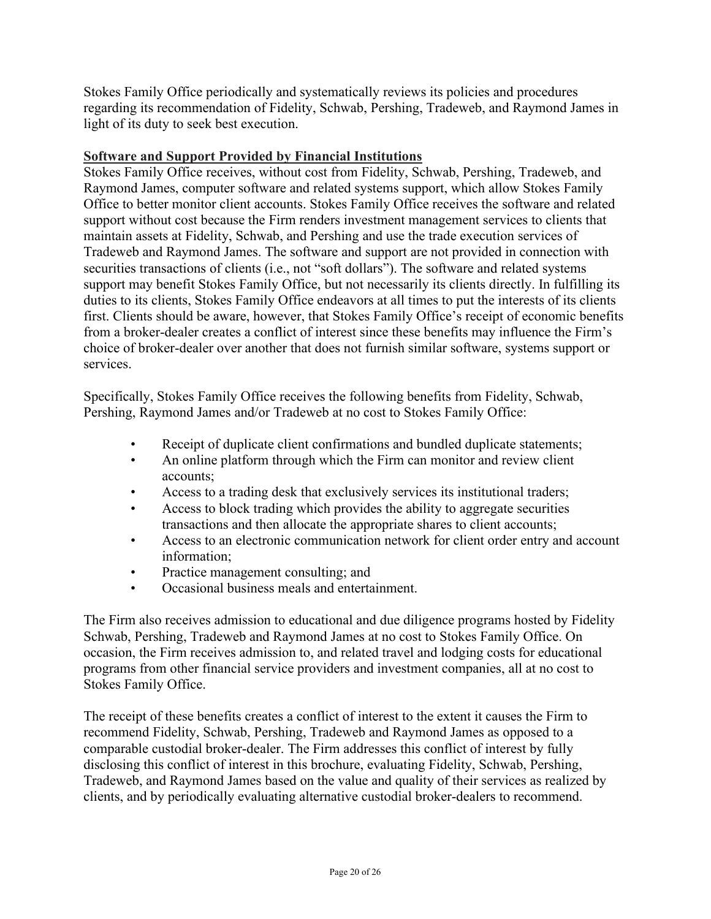Stokes Family Office periodically and systematically reviews its policies and procedures regarding its recommendation of Fidelity, Schwab, Pershing, Tradeweb, and Raymond James in light of its duty to seek best execution.

**Software and Support Provided by Financial Institutions**

Stokes Family Office receives, without cost from Fidelity, Schwab, Pershing, Tradeweb, and Raymond James, computer software and related systems support, which allow Stokes Family Office to better monitor client accounts. Stokes Family Office receives the software and related support without cost because the Firm renders investment management services to clients that maintain assets at Fidelity, Schwab, and Pershing and use the trade execution services of Tradeweb and Raymond James. The software and support are not provided in connection with securities transactions of clients (i.e., not "soft dollars"). The software and related systems support may benefit Stokes Family Office, but not necessarily its clients directly. In fulfilling its duties to its clients, Stokes Family Office endeavors at all times to put the interests of its clients first. Clients should be aware, however, that Stokes Family Office's receipt of economic benefits from a broker-dealer creates a conflict of interest since these benefits may influence the Firm's choice of broker-dealer over another that does not furnish similar software, systems support or services.

Specifically, Stokes Family Office receives the following benefits from Fidelity, Schwab, Pershing, Raymond James and/or Tradeweb at no cost to Stokes Family Office:

- Receipt of duplicate client confirmations and bundled duplicate statements;
- An online platform through which the Firm can monitor and review client accounts;
- Access to a trading desk that exclusively services its institutional traders;
- Access to block trading which provides the ability to aggregate securities transactions and then allocate the appropriate shares to client accounts;
- Access to an electronic communication network for client order entry and account information;
- Practice management consulting; and
- Occasional business meals and entertainment.

The Firm also receives admission to educational and due diligence programs hosted by Fidelity Schwab, Pershing, Tradeweb and Raymond James at no cost to Stokes Family Office. On occasion, the Firm receives admission to, and related travel and lodging costs for educational programs from other financial service providers and investment companies, all at no cost to Stokes Family Office.

The receipt of these benefits creates a conflict of interest to the extent it causes the Firm to recommend Fidelity, Schwab, Pershing, Tradeweb and Raymond James as opposed to a comparable custodial broker-dealer. The Firm addresses this conflict of interest by fully disclosing this conflict of interest in this brochure, evaluating Fidelity, Schwab, Pershing, Tradeweb, and Raymond James based on the value and quality of their services as realized by clients, and by periodically evaluating alternative custodial broker-dealers to recommend.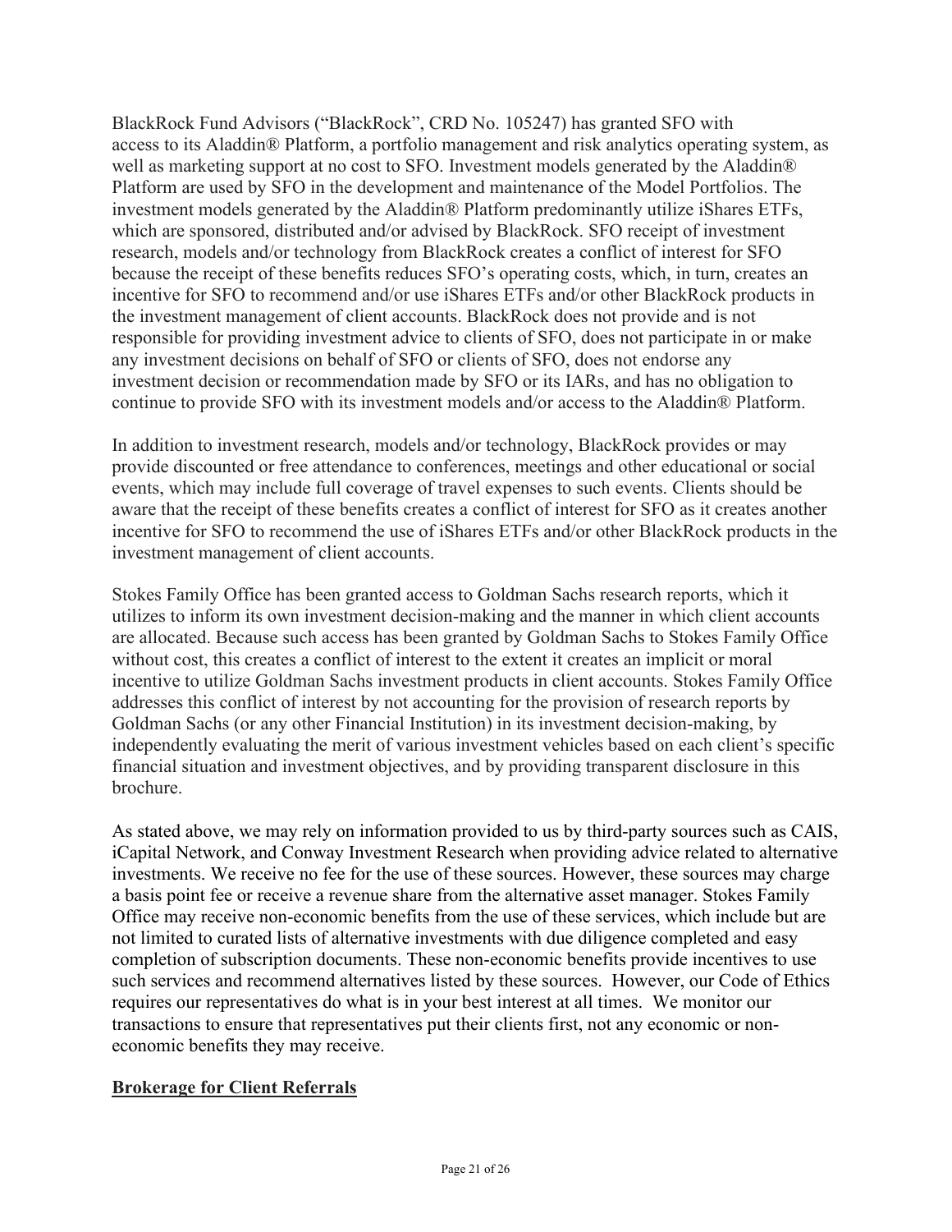BlackRock Fund Advisors ("BlackRock", CRD No. 105247) has granted SFO with access to its Aladdin® Platform, a portfolio management and risk analytics operating system, as well as marketing support at no cost to SFO. Investment models generated by the Aladdin® Platform are used by SFO in the development and maintenance of the Model Portfolios. The investment models generated by the Aladdin® Platform predominantly utilize iShares ETFs, which are sponsored, distributed and/or advised by BlackRock. SFO receipt of investment research, models and/or technology from BlackRock creates a conflict of interest for SFO because the receipt of these benefits reduces SFO's operating costs, which, in turn, creates an incentive for SFO to recommend and/or use iShares ETFs and/or other BlackRock products in the investment management of client accounts. BlackRock does not provide and is not responsible for providing investment advice to clients of SFO, does not participate in or make any investment decisions on behalf of SFO or clients of SFO, does not endorse any investment decision or recommendation made by SFO or its IARs, and has no obligation to continue to provide SFO with its investment models and/or access to the Aladdin® Platform.

In addition to investment research, models and/or technology, BlackRock provides or may provide discounted or free attendance to conferences, meetings and other educational or social events, which may include full coverage of travel expenses to such events. Clients should be aware that the receipt of these benefits creates a conflict of interest for SFO as it creates another incentive for SFO to recommend the use of iShares ETFs and/or other BlackRock products in the investment management of client accounts.

Stokes Family Office has been granted access to Goldman Sachs research reports, which it utilizes to inform its own investment decision-making and the manner in which client accounts are allocated. Because such access has been granted by Goldman Sachs to Stokes Family Office without cost, this creates a conflict of interest to the extent it creates an implicit or moral incentive to utilize Goldman Sachs investment products in client accounts. Stokes Family Office addresses this conflict of interest by not accounting for the provision of research reports by Goldman Sachs (or any other Financial Institution) in its investment decision-making, by independently evaluating the merit of various investment vehicles based on each client's specific financial situation and investment objectives, and by providing transparent disclosure in this brochure.

As stated above, we may rely on information provided to us by third-party sources such as CAIS, iCapital Network, and Conway Investment Research when providing advice related to alternative investments. We receive no fee for the use of these sources. However, these sources may charge a basis point fee or receive a revenue share from the alternative asset manager. Stokes Family Office may receive non-economic benefits from the use of these services, which include but are not limited to curated lists of alternative investments with due diligence completed and easy completion of subscription documents. These non-economic benefits provide incentives to use such services and recommend alternatives listed by these sources. However, our Code of Ethics requires our representatives do what is in your best interest at all times. We monitor our transactions to ensure that representatives put their clients first, not any economic or non-economic benefits they may receive.

**Brokerage for Client Referrals**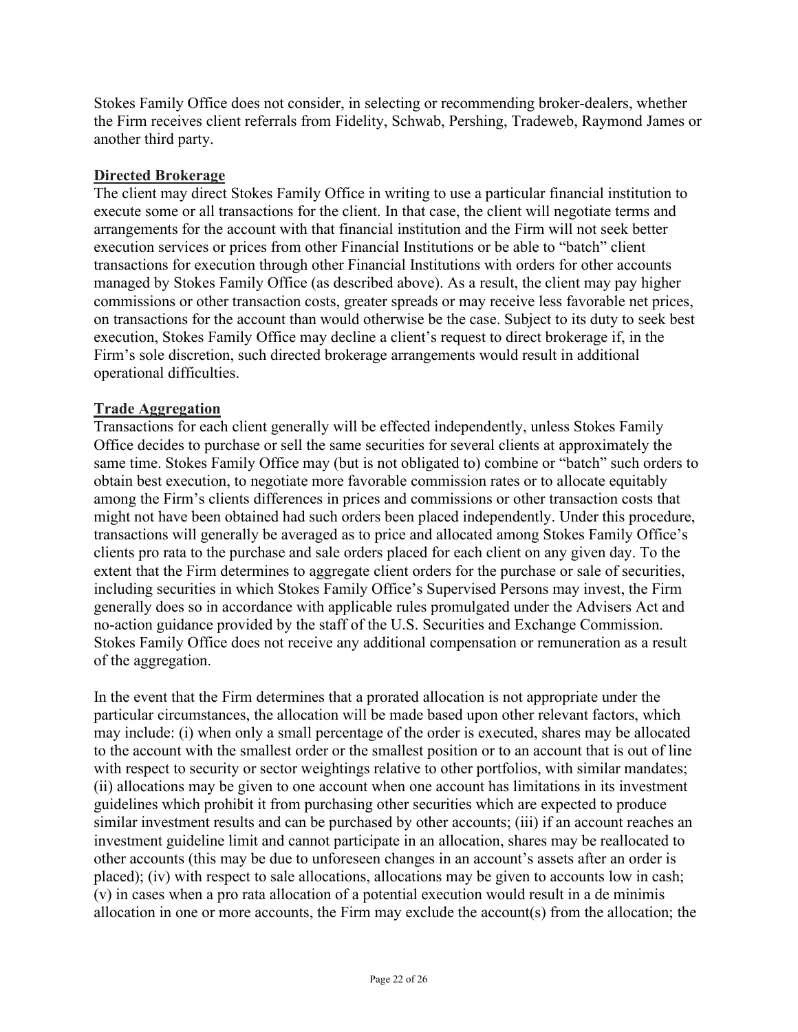Stokes Family Office does not consider, in selecting or recommending broker-dealers, whether the Firm receives client referrals from Fidelity, Schwab, Pershing, Tradeweb, Raymond James or another third party.

**Directed Brokerage**

The client may direct Stokes Family Office in writing to use a particular financial institution to execute some or all transactions for the client. In that case, the client will negotiate terms and arrangements for the account with that financial institution and the Firm will not seek better execution services or prices from other Financial Institutions or be able to "batch" client transactions for execution through other Financial Institutions with orders for other accounts managed by Stokes Family Office (as described above). As a result, the client may pay higher commissions or other transaction costs, greater spreads or may receive less favorable net prices, on transactions for the account than would otherwise be the case. Subject to its duty to seek best execution, Stokes Family Office may decline a client's request to direct brokerage if, in the Firm's sole discretion, such directed brokerage arrangements would result in additional operational difficulties.

**Trade Aggregation**

Transactions for each client generally will be effected independently, unless Stokes Family Office decides to purchase or sell the same securities for several clients at approximately the same time. Stokes Family Office may (but is not obligated to) combine or "batch" such orders to obtain best execution, to negotiate more favorable commission rates or to allocate equitably among the Firm's clients differences in prices and commissions or other transaction costs that might not have been obtained had such orders been placed independently. Under this procedure, transactions will generally be averaged as to price and allocated among Stokes Family Office's clients pro rata to the purchase and sale orders placed for each client on any given day. To the extent that the Firm determines to aggregate client orders for the purchase or sale of securities, including securities in which Stokes Family Office's Supervised Persons may invest, the Firm generally does so in accordance with applicable rules promulgated under the Advisers Act and no-action guidance provided by the staff of the U.S. Securities and Exchange Commission. Stokes Family Office does not receive any additional compensation or remuneration as a result of the aggregation.

In the event that the Firm determines that a prorated allocation is not appropriate under the particular circumstances, the allocation will be made based upon other relevant factors, which may include: (i) when only a small percentage of the order is executed, shares may be allocated to the account with the smallest order or the smallest position or to an account that is out of line with respect to security or sector weightings relative to other portfolios, with similar mandates; (ii) allocations may be given to one account when one account has limitations in its investment guidelines which prohibit it from purchasing other securities which are expected to produce similar investment results and can be purchased by other accounts; (iii) if an account reaches an investment guideline limit and cannot participate in an allocation, shares may be reallocated to other accounts (this may be due to unforeseen changes in an account's assets after an order is placed); (iv) with respect to sale allocations, allocations may be given to accounts low in cash; (v) in cases when a pro rata allocation of a potential execution would result in a de minimis allocation in one or more accounts, the Firm may exclude the account(s) from the allocation; the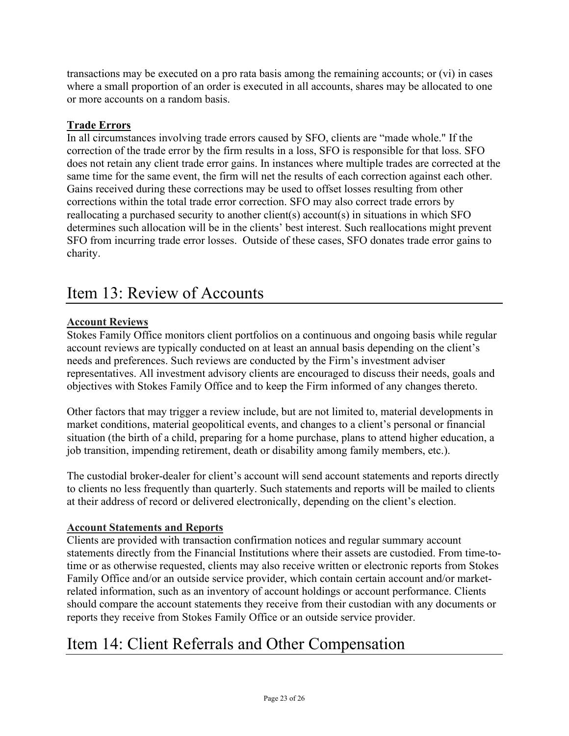transactions may be executed on a pro rata basis among the remaining accounts; or (vi) in cases where a small proportion of an order is executed in all accounts, shares may be allocated to one or more accounts on a random basis.

**Trade Errors**

In all circumstances involving trade errors caused by SFO, clients are "made whole." If the correction of the trade error by the firm results in a loss, SFO is responsible for that loss. SFO does not retain any client trade error gains. In instances where multiple trades are corrected at the same time for the same event, the firm will net the results of each correction against each other. Gains received during these corrections may be used to offset losses resulting from other corrections within the total trade error correction. SFO may also correct trade errors by reallocating a purchased security to another client(s) account(s) in situations in which SFO determines such allocation will be in the clients' best interest. Such reallocations might prevent SFO from incurring trade error losses. Outside of these cases, SFO donates trade error gains to charity.

# Item 13: Review of Accounts

**Account Reviews**

Stokes Family Office monitors client portfolios on a continuous and ongoing basis while regular account reviews are typically conducted on at least an annual basis depending on the client's needs and preferences. Such reviews are conducted by the Firm's investment adviser representatives. All investment advisory clients are encouraged to discuss their needs, goals and objectives with Stokes Family Office and to keep the Firm informed of any changes thereto.

Other factors that may trigger a review include, but are not limited to, material developments in market conditions, material geopolitical events, and changes to a client's personal or financial situation (the birth of a child, preparing for a home purchase, plans to attend higher education, a job transition, impending retirement, death or disability among family members, etc.).

The custodial broker-dealer for client's account will send account statements and reports directly to clients no less frequently than quarterly. Such statements and reports will be mailed to clients at their address of record or delivered electronically, depending on the client's election.

**Account Statements and Reports**

Clients are provided with transaction confirmation notices and regular summary account statements directly from the Financial Institutions where their assets are custodied. From time-to-time or as otherwise requested, clients may also receive written or electronic reports from Stokes Family Office and/or an outside service provider, which contain certain account and/or market-related information, such as an inventory of account holdings or account performance. Clients should compare the account statements they receive from their custodian with any documents or reports they receive from Stokes Family Office or an outside service provider.

# Item 14: Client Referrals and Other Compensation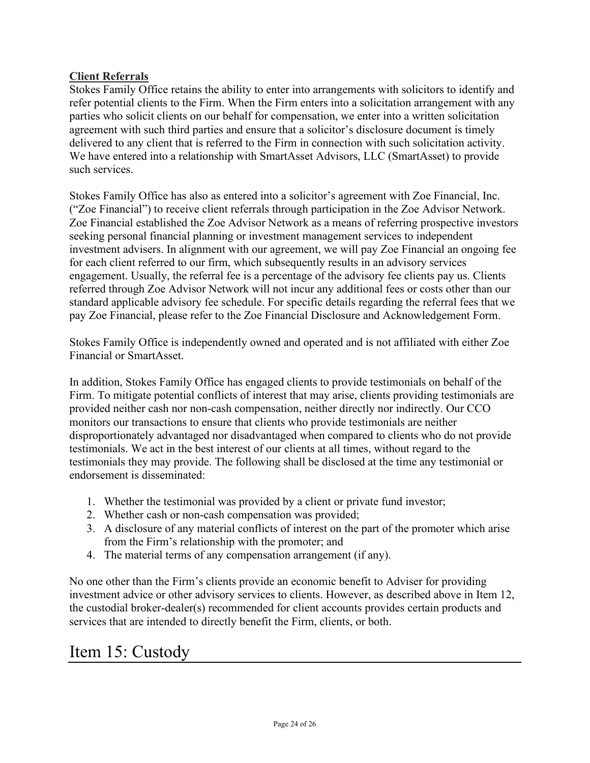**Client Referrals**

Stokes Family Office retains the ability to enter into arrangements with solicitors to identify and refer potential clients to the Firm. When the Firm enters into a solicitation arrangement with any parties who solicit clients on our behalf for compensation, we enter into a written solicitation agreement with such third parties and ensure that a solicitor's disclosure document is timely delivered to any client that is referred to the Firm in connection with such solicitation activity. We have entered into a relationship with SmartAsset Advisors, LLC (SmartAsset) to provide such services.

Stokes Family Office has also as entered into a solicitor's agreement with Zoe Financial, Inc. ("Zoe Financial") to receive client referrals through participation in the Zoe Advisor Network. Zoe Financial established the Zoe Advisor Network as a means of referring prospective investors seeking personal financial planning or investment management services to independent investment advisers. In alignment with our agreement, we will pay Zoe Financial an ongoing fee for each client referred to our firm, which subsequently results in an advisory services engagement. Usually, the referral fee is a percentage of the advisory fee clients pay us. Clients referred through Zoe Advisor Network will not incur any additional fees or costs other than our standard applicable advisory fee schedule. For specific details regarding the referral fees that we pay Zoe Financial, please refer to the Zoe Financial Disclosure and Acknowledgement Form.

Stokes Family Office is independently owned and operated and is not affiliated with either Zoe Financial or SmartAsset.

In addition, Stokes Family Office has engaged clients to provide testimonials on behalf of the Firm. To mitigate potential conflicts of interest that may arise, clients providing testimonials are provided neither cash nor non-cash compensation, neither directly nor indirectly. Our CCO monitors our transactions to ensure that clients who provide testimonials are neither disproportionately advantaged nor disadvantaged when compared to clients who do not provide testimonials. We act in the best interest of our clients at all times, without regard to the testimonials they may provide. The following shall be disclosed at the time any testimonial or endorsement is disseminated:

1. Whether the testimonial was provided by a client or private fund investor;
2. Whether cash or non-cash compensation was provided;
3. A disclosure of any material conflicts of interest on the part of the promoter which arise from the Firm's relationship with the promoter; and
4. The material terms of any compensation arrangement (if any).

No one other than the Firm's clients provide an economic benefit to Adviser for providing investment advice or other advisory services to clients. However, as described above in Item 12, the custodial broker-dealer(s) recommended for client accounts provides certain products and services that are intended to directly benefit the Firm, clients, or both.

# Item 15: Custody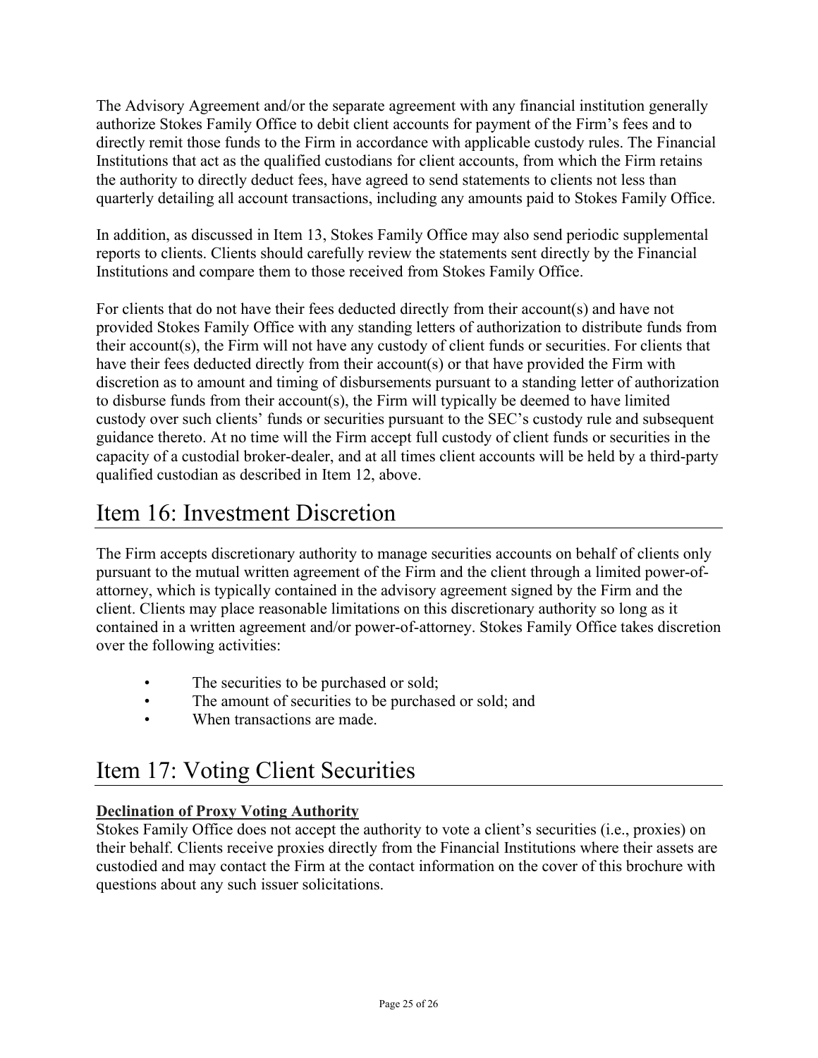The Advisory Agreement and/or the separate agreement with any financial institution generally authorize Stokes Family Office to debit client accounts for payment of the Firm's fees and to directly remit those funds to the Firm in accordance with applicable custody rules. The Financial Institutions that act as the qualified custodians for client accounts, from which the Firm retains the authority to directly deduct fees, have agreed to send statements to clients not less than quarterly detailing all account transactions, including any amounts paid to Stokes Family Office.

In addition, as discussed in Item 13, Stokes Family Office may also send periodic supplemental reports to clients. Clients should carefully review the statements sent directly by the Financial Institutions and compare them to those received from Stokes Family Office.

For clients that do not have their fees deducted directly from their account(s) and have not provided Stokes Family Office with any standing letters of authorization to distribute funds from their account(s), the Firm will not have any custody of client funds or securities. For clients that have their fees deducted directly from their account(s) or that have provided the Firm with discretion as to amount and timing of disbursements pursuant to a standing letter of authorization to disburse funds from their account(s), the Firm will typically be deemed to have limited custody over such clients' funds or securities pursuant to the SEC's custody rule and subsequent guidance thereto. At no time will the Firm accept full custody of client funds or securities in the capacity of a custodial broker-dealer, and at all times client accounts will be held by a third-party qualified custodian as described in Item 12, above.

# Item 16: Investment Discretion

The Firm accepts discretionary authority to manage securities accounts on behalf of clients only pursuant to the mutual written agreement of the Firm and the client through a limited power-of-attorney, which is typically contained in the advisory agreement signed by the Firm and the client. Clients may place reasonable limitations on this discretionary authority so long as it contained in a written agreement and/or power-of-attorney. Stokes Family Office takes discretion over the following activities:

- The securities to be purchased or sold;
- The amount of securities to be purchased or sold; and
- When transactions are made.

# Item 17: Voting Client Securities

**Declination of Proxy Voting Authority**

Stokes Family Office does not accept the authority to vote a client's securities (i.e., proxies) on their behalf. Clients receive proxies directly from the Financial Institutions where their assets are custodied and may contact the Firm at the contact information on the cover of this brochure with questions about any such issuer solicitations.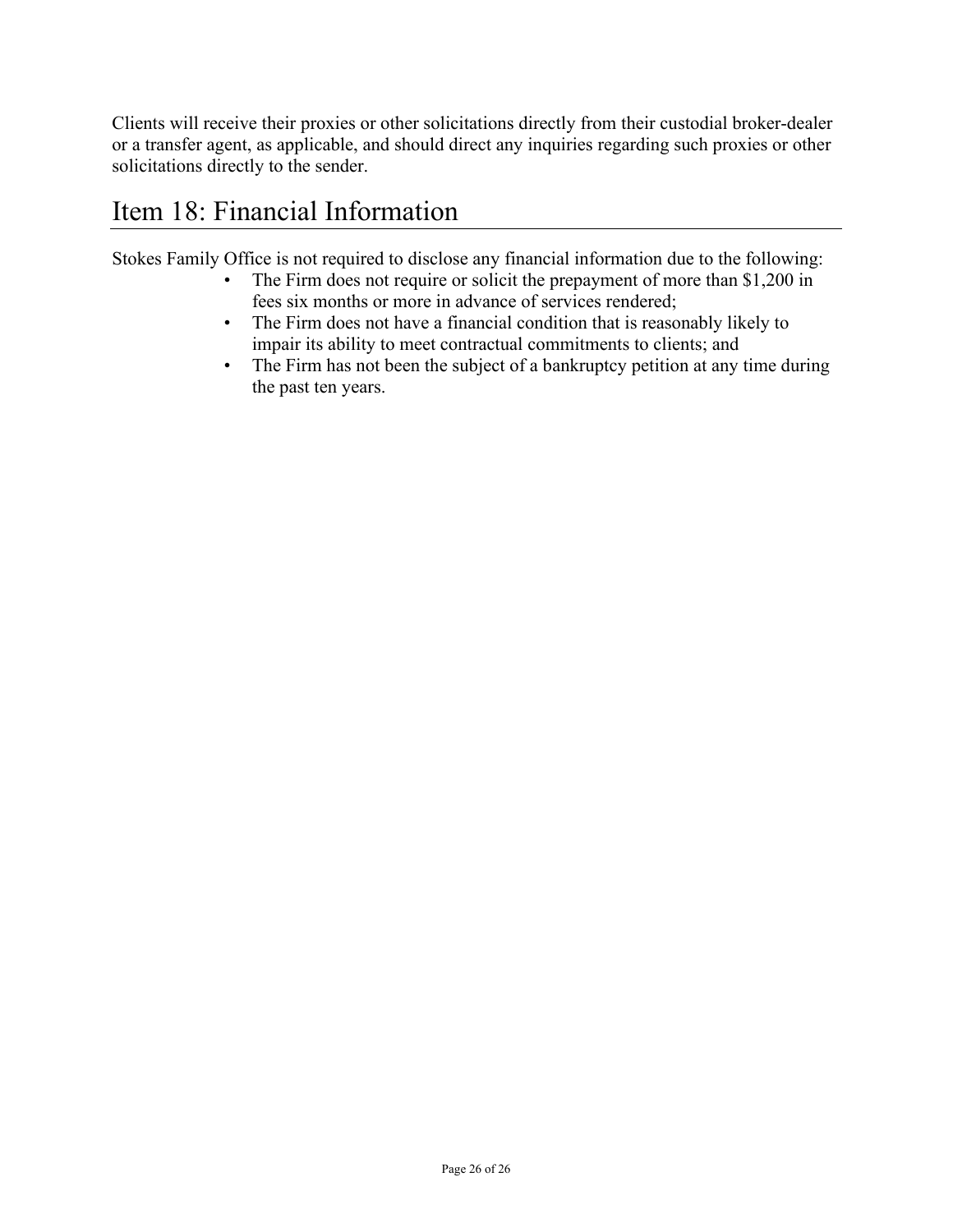Clients will receive their proxies or other solicitations directly from their custodial broker-dealer or a transfer agent, as applicable, and should direct any inquiries regarding such proxies or other solicitations directly to the sender.

# Item 18: Financial Information

Stokes Family Office is not required to disclose any financial information due to the following:

- The Firm does not require or solicit the prepayment of more than $1,200 in fees six months or more in advance of services rendered;
- The Firm does not have a financial condition that is reasonably likely to impair its ability to meet contractual commitments to clients; and
- The Firm has not been the subject of a bankruptcy petition at any time during the past ten years.